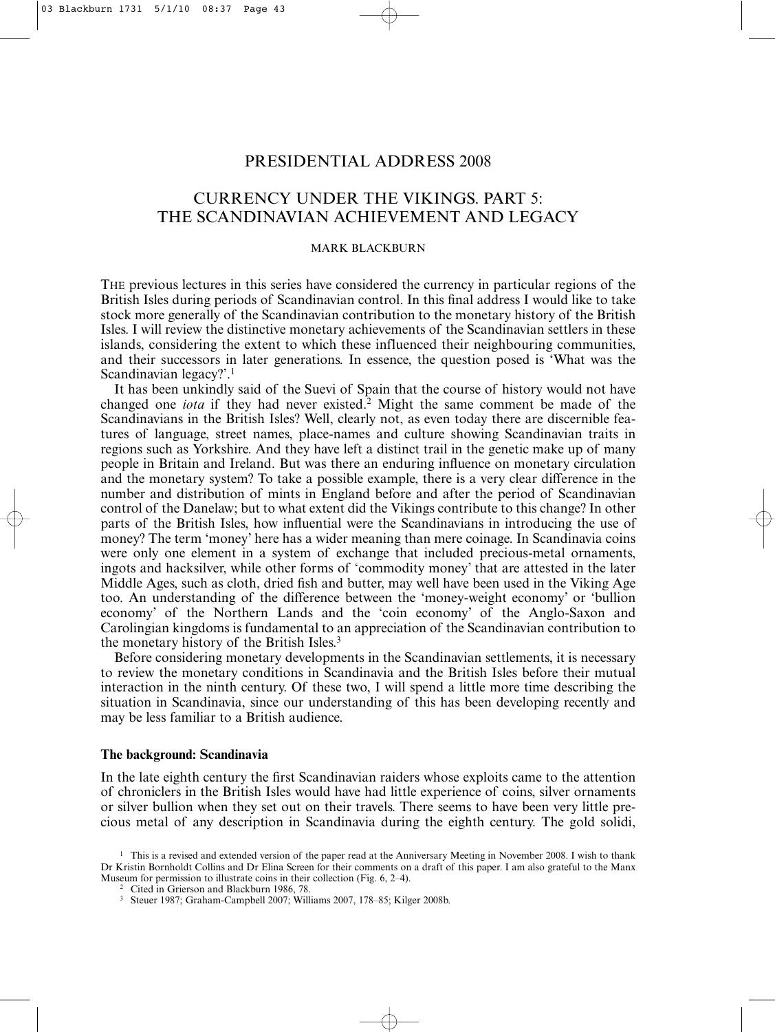# PRESIDENTIAL ADDRESS 2008

## CURRENCY UNDER THE VIKINGS. PART 5: THE SCANDINAVIAN ACHIEVEMENT AND LEGACY

MARK BLACKBURN

THE previous lectures in this series have considered the currency in particular regions of the British Isles during periods of Scandinavian control. In this final address I would like to take stock more generally of the Scandinavian contribution to the monetary history of the British Isles. I will review the distinctive monetary achievements of the Scandinavian settlers in these islands, considering the extent to which these influenced their neighbouring communities, and their successors in later generations. In essence, the question posed is 'What was the Scandinavian legacy?'.[1]

It has been unkindly said of the Suevi of Spain that the course of history would not have changed one *iota* if they had never existed.[2] Might the same comment be made of the Scandinavians in the British Isles? Well, clearly not, as even today there are discernible features of language, street names, place-names and culture showing Scandinavian traits in regions such as Yorkshire. And they have left a distinct trail in the genetic make up of many people in Britain and Ireland. But was there an enduring influence on monetary circulation and the monetary system? To take a possible example, there is a very clear difference in the number and distribution of mints in England before and after the period of Scandinavian control of the Danelaw; but to what extent did the Vikings contribute to this change? In other parts of the British Isles, how influential were the Scandinavians in introducing the use of money? The term 'money' here has a wider meaning than mere coinage. In Scandinavia coins were only one element in a system of exchange that included precious-metal ornaments, ingots and hacksilver, while other forms of 'commodity money' that are attested in the later Middle Ages, such as cloth, dried fish and butter, may well have been used in the Viking Age too. An understanding of the difference between the 'money-weight economy' or 'bullion economy' of the Northern Lands and the 'coin economy' of the Anglo-Saxon and Carolingian kingdoms is fundamental to an appreciation of the Scandinavian contribution to the monetary history of the British Isles.[3]

Before considering monetary developments in the Scandinavian settlements, it is necessary to review the monetary conditions in Scandinavia and the British Isles before their mutual interaction in the ninth century. Of these two, I will spend a little more time describing the situation in Scandinavia, since our understanding of this has been developing recently and may be less familiar to a British audience.

### The background: Scandinavia

In the late eighth century the first Scandinavian raiders whose exploits came to the attention of chroniclers in the British Isles would have had little experience of coins, silver ornaments or silver bullion when they set out on their travels. There seems to have been very little precious metal of any description in Scandinavia during the eighth century. The gold solidi,

[1] This is a revised and extended version of the paper read at the Anniversary Meeting in November 2008. I wish to thank Dr Kristin Bornholdt Collins and Dr Elina Screen for their comments on a draft of this paper. I am also grateful to the Manx Museum for permission to illustrate coins in their collection (Fig. 6, 2–4).

[2] Cited in Grierson and Blackburn 1986, 78.

[3] Steuer 1987; Graham-Campbell 2007; Williams 2007, 178–85; Kilger 2008b.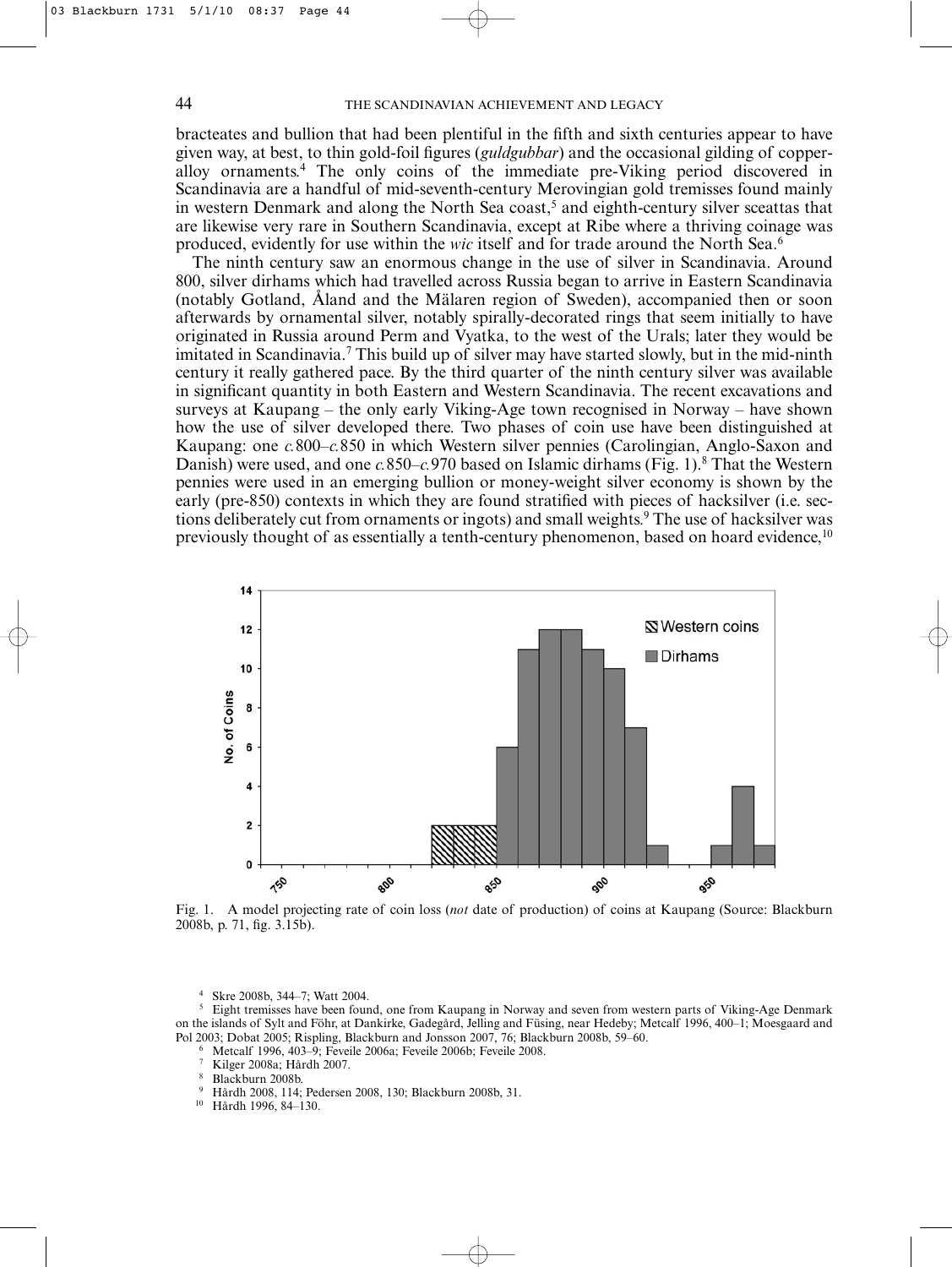bracteates and bullion that had been plentiful in the fifth and sixth centuries appear to have given way, at best, to thin gold-foil figures (*guldgubbar*) and the occasional gilding of copper-alloy ornaments.[4] The only coins of the immediate pre-Viking period discovered in Scandinavia are a handful of mid-seventh-century Merovingian gold tremisses found mainly in western Denmark and along the North Sea coast,[5] and eighth-century silver sceattas that are likewise very rare in Southern Scandinavia, except at Ribe where a thriving coinage was produced, evidently for use within the *wic* itself and for trade around the North Sea.[6]

The ninth century saw an enormous change in the use of silver in Scandinavia. Around 800, silver dirhams which had travelled across Russia began to arrive in Eastern Scandinavia (notably Gotland, Åland and the Mälaren region of Sweden), accompanied then or soon afterwards by ornamental silver, notably spirally-decorated rings that seem initially to have originated in Russia around Perm and Vyatka, to the west of the Urals; later they would be imitated in Scandinavia.[7] This build up of silver may have started slowly, but in the mid-ninth century it really gathered pace. By the third quarter of the ninth century silver was available in significant quantity in both Eastern and Western Scandinavia. The recent excavations and surveys at Kaupang – the only early Viking-Age town recognised in Norway – have shown how the use of silver developed there. Two phases of coin use have been distinguished at Kaupang: one *c.*800–*c.*850 in which Western silver pennies (Carolingian, Anglo-Saxon and Danish) were used, and one *c.*850–*c.*970 based on Islamic dirhams (Fig. 1).[8] That the Western pennies were used in an emerging bullion or money-weight silver economy is shown by the early (pre-850) contexts in which they are found stratified with pieces of hacksilver (i.e. sections deliberately cut from ornaments or ingots) and small weights.[9] The use of hacksilver was previously thought of as essentially a tenth-century phenomenon, based on hoard evidence,[10]

Fig. 1. A model projecting rate of coin loss (*not* date of production) of coins at Kaupang (Source: Blackburn 2008b, p. 71, fig. 3.15b).

[4] Skre 2008b, 344–7; Watt 2004.

[5] Eight tremisses have been found, one from Kaupang in Norway and seven from western parts of Viking-Age Denmark on the islands of Sylt and Föhr, at Dankirke, Gadegård, Jelling and Füsing, near Hedeby; Metcalf 1996, 400–1; Moesgaard and Pol 2003; Dobat 2005; Rispling, Blackburn and Jonsson 2007, 76; Blackburn 2008b, 59–60.

[6] Metcalf 1996, 403–9; Feveile 2006a; Feveile 2006b; Feveile 2008.

[7] Kilger 2008a; Hårdh 2007.

[8] Blackburn 2008b.

[9] Hårdh 2008, 114; Pedersen 2008, 130; Blackburn 2008b, 31.

[10] Hårdh 1996, 84–130.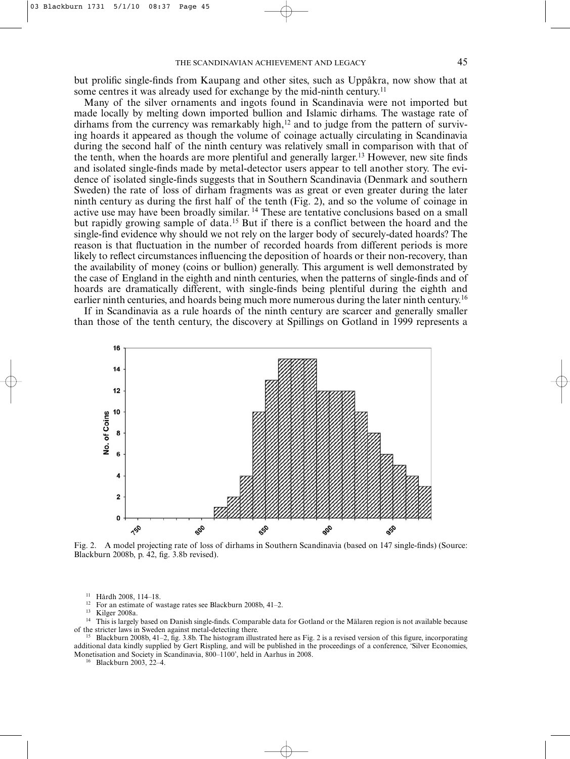but prolific single-finds from Kaupang and other sites, such as Uppåkra, now show that at some centres it was already used for exchange by the mid-ninth century.[11]

Many of the silver ornaments and ingots found in Scandinavia were not imported but made locally by melting down imported bullion and Islamic dirhams. The wastage rate of dirhams from the currency was remarkably high,[12] and to judge from the pattern of surviving hoards it appeared as though the volume of coinage actually circulating in Scandinavia during the second half of the ninth century was relatively small in comparison with that of the tenth, when the hoards are more plentiful and generally larger.[13] However, new site finds and isolated single-finds made by metal-detector users appear to tell another story. The evidence of isolated single-finds suggests that in Southern Scandinavia (Denmark and southern Sweden) the rate of loss of dirham fragments was as great or even greater during the later ninth century as during the first half of the tenth (Fig. 2), and so the volume of coinage in active use may have been broadly similar.[14] These are tentative conclusions based on a small but rapidly growing sample of data.[15] But if there is a conflict between the hoard and the single-find evidence why should we not rely on the larger body of securely-dated hoards? The reason is that fluctuation in the number of recorded hoards from different periods is more likely to reflect circumstances influencing the deposition of hoards or their non-recovery, than the availability of money (coins or bullion) generally. This argument is well demonstrated by the case of England in the eighth and ninth centuries, when the patterns of single-finds and of hoards are dramatically different, with single-finds being plentiful during the eighth and earlier ninth centuries, and hoards being much more numerous during the later ninth century.[16]

If in Scandinavia as a rule hoards of the ninth century are scarcer and generally smaller than those of the tenth century, the discovery at Spillings on Gotland in 1999 represents a

Fig. 2. A model projecting rate of loss of dirhams in Southern Scandinavia (based on 147 single-finds) (Source: Blackburn 2008b, p. 42, fig. 3.8b revised).

[11] Hårdh 2008, 114–18.

[12] For an estimate of wastage rates see Blackburn 2008b, 41–2.

[13] Kilger 2008a.

[14] This is largely based on Danish single-finds. Comparable data for Gotland or the Mälaren region is not available because of the stricter laws in Sweden against metal-detecting there.

[15] Blackburn 2008b, 41–2, fig. 3.8b. The histogram illustrated here as Fig. 2 is a revised version of this figure, incorporating additional data kindly supplied by Gert Rispling, and will be published in the proceedings of a conference, 'Silver Economies, Monetisation and Society in Scandinavia, 800–1100', held in Aarhus in 2008.

[16] Blackburn 2003, 22–4.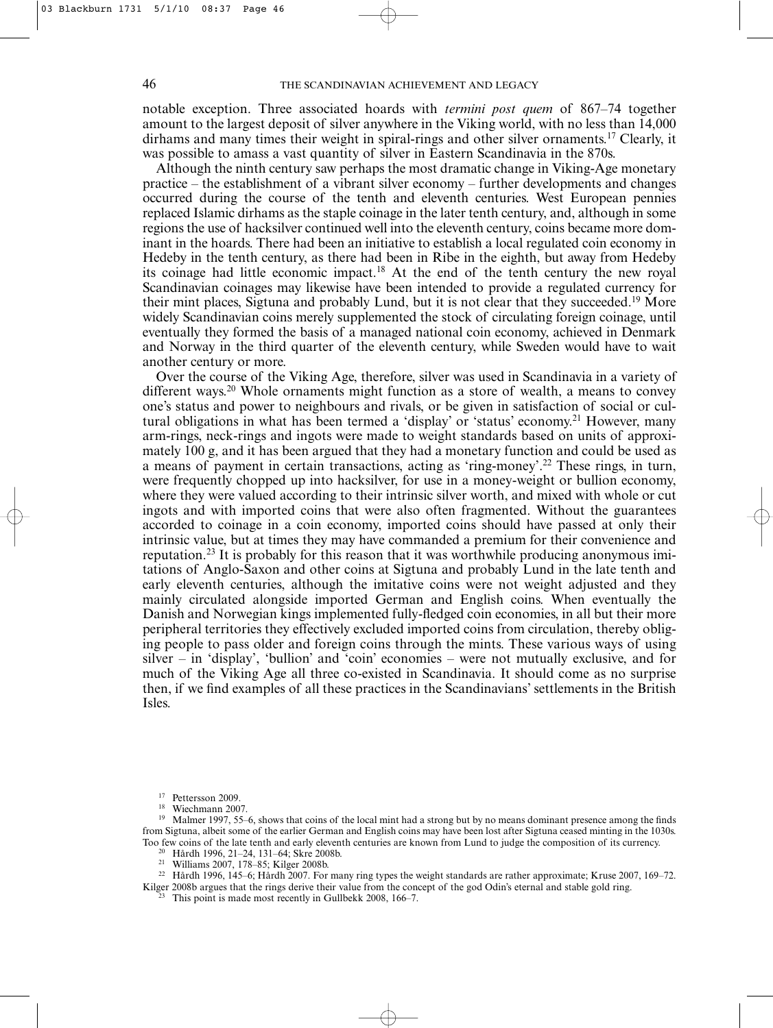notable exception. Three associated hoards with *termini post quem* of 867–74 together amount to the largest deposit of silver anywhere in the Viking world, with no less than 14,000 dirhams and many times their weight in spiral-rings and other silver ornaments.[17] Clearly, it was possible to amass a vast quantity of silver in Eastern Scandinavia in the 870s.

Although the ninth century saw perhaps the most dramatic change in Viking-Age monetary practice – the establishment of a vibrant silver economy – further developments and changes occurred during the course of the tenth and eleventh centuries. West European pennies replaced Islamic dirhams as the staple coinage in the later tenth century, and, although in some regions the use of hacksilver continued well into the eleventh century, coins became more dominant in the hoards. There had been an initiative to establish a local regulated coin economy in Hedeby in the tenth century, as there had been in Ribe in the eighth, but away from Hedeby its coinage had little economic impact.[18] At the end of the tenth century the new royal Scandinavian coinages may likewise have been intended to provide a regulated currency for their mint places, Sigtuna and probably Lund, but it is not clear that they succeeded.[19] More widely Scandinavian coins merely supplemented the stock of circulating foreign coinage, until eventually they formed the basis of a managed national coin economy, achieved in Denmark and Norway in the third quarter of the eleventh century, while Sweden would have to wait another century or more.

Over the course of the Viking Age, therefore, silver was used in Scandinavia in a variety of different ways.[20] Whole ornaments might function as a store of wealth, a means to convey one's status and power to neighbours and rivals, or be given in satisfaction of social or cultural obligations in what has been termed a 'display' or 'status' economy.[21] However, many arm-rings, neck-rings and ingots were made to weight standards based on units of approximately 100 g, and it has been argued that they had a monetary function and could be used as a means of payment in certain transactions, acting as 'ring-money'.[22] These rings, in turn, were frequently chopped up into hacksilver, for use in a money-weight or bullion economy, where they were valued according to their intrinsic silver worth, and mixed with whole or cut ingots and with imported coins that were also often fragmented. Without the guarantees accorded to coinage in a coin economy, imported coins should have passed at only their intrinsic value, but at times they may have commanded a premium for their convenience and reputation.[23] It is probably for this reason that it was worthwhile producing anonymous imitations of Anglo-Saxon and other coins at Sigtuna and probably Lund in the late tenth and early eleventh centuries, although the imitative coins were not weight adjusted and they mainly circulated alongside imported German and English coins. When eventually the Danish and Norwegian kings implemented fully-fledged coin economies, in all but their more peripheral territories they effectively excluded imported coins from circulation, thereby obliging people to pass older and foreign coins through the mints. These various ways of using silver – in 'display', 'bullion' and 'coin' economies – were not mutually exclusive, and for much of the Viking Age all three co-existed in Scandinavia. It should come as no surprise then, if we find examples of all these practices in the Scandinavians' settlements in the British Isles.

[17] Pettersson 2009.

[18] Wiechmann 2007.

[19] Malmer 1997, 55–6, shows that coins of the local mint had a strong but by no means dominant presence among the finds from Sigtuna, albeit some of the earlier German and English coins may have been lost after Sigtuna ceased minting in the 1030s. Too few coins of the late tenth and early eleventh centuries are known from Lund to judge the composition of its currency.

[20] Hårdh 1996, 21–24, 131–64; Skre 2008b.

[21] Williams 2007, 178–85; Kilger 2008b.

[22] Hårdh 1996, 145–6; Hårdh 2007. For many ring types the weight standards are rather approximate; Kruse 2007, 169–72. Kilger 2008b argues that the rings derive their value from the concept of the god Odin's eternal and stable gold ring.

[23] This point is made most recently in Gullbekk 2008, 166–7.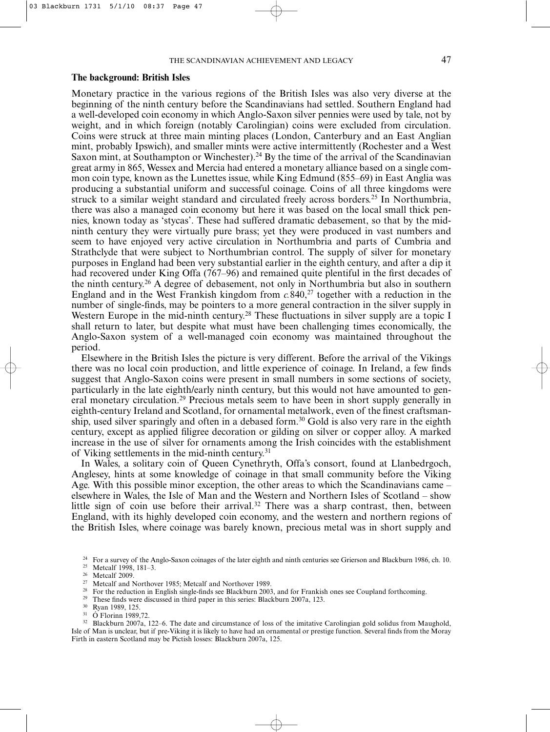## The background: British Isles

Monetary practice in the various regions of the British Isles was also very diverse at the beginning of the ninth century before the Scandinavians had settled. Southern England had a well-developed coin economy in which Anglo-Saxon silver pennies were used by tale, not by weight, and in which foreign (notably Carolingian) coins were excluded from circulation. Coins were struck at three main minting places (London, Canterbury and an East Anglian mint, probably Ipswich), and smaller mints were active intermittently (Rochester and a West Saxon mint, at Southampton or Winchester).[24] By the time of the arrival of the Scandinavian great army in 865, Wessex and Mercia had entered a monetary alliance based on a single common coin type, known as the Lunettes issue, while King Edmund (855–69) in East Anglia was producing a substantial uniform and successful coinage. Coins of all three kingdoms were struck to a similar weight standard and circulated freely across borders.[25] In Northumbria, there was also a managed coin economy but here it was based on the local small thick pennies, known today as 'stycas'. These had suffered dramatic debasement, so that by the mid-ninth century they were virtually pure brass; yet they were produced in vast numbers and seem to have enjoyed very active circulation in Northumbria and parts of Cumbria and Strathclyde that were subject to Northumbrian control. The supply of silver for monetary purposes in England had been very substantial earlier in the eighth century, and after a dip it had recovered under King Offa (767–96) and remained quite plentiful in the first decades of the ninth century.[26] A degree of debasement, not only in Northumbria but also in southern England and in the West Frankish kingdom from *c.*840,[27] together with a reduction in the number of single-finds, may be pointers to a more general contraction in the silver supply in Western Europe in the mid-ninth century.[28] These fluctuations in silver supply are a topic I shall return to later, but despite what must have been challenging times economically, the Anglo-Saxon system of a well-managed coin economy was maintained throughout the period.

Elsewhere in the British Isles the picture is very different. Before the arrival of the Vikings there was no local coin production, and little experience of coinage. In Ireland, a few finds suggest that Anglo-Saxon coins were present in small numbers in some sections of society, particularly in the late eighth/early ninth century, but this would not have amounted to general monetary circulation.[29] Precious metals seem to have been in short supply generally in eighth-century Ireland and Scotland, for ornamental metalwork, even of the finest craftsmanship, used silver sparingly and often in a debased form.[30] Gold is also very rare in the eighth century, except as applied filigree decoration or gilding on silver or copper alloy. A marked increase in the use of silver for ornaments among the Irish coincides with the establishment of Viking settlements in the mid-ninth century.[31]

In Wales, a solitary coin of Queen Cynethryth, Offa's consort, found at Llanbedrgoch, Anglesey, hints at some knowledge of coinage in that small community before the Viking Age. With this possible minor exception, the other areas to which the Scandinavians came – elsewhere in Wales, the Isle of Man and the Western and Northern Isles of Scotland – show little sign of coin use before their arrival.[32] There was a sharp contrast, then, between England, with its highly developed coin economy, and the western and northern regions of the British Isles, where coinage was barely known, precious metal was in short supply and

[24] For a survey of the Anglo-Saxon coinages of the later eighth and ninth centuries see Grierson and Blackburn 1986, ch. 10.

[25] Metcalf 1998, 181–3.

[26] Metcalf 2009.

[27] Metcalf and Northover 1985; Metcalf and Northover 1989.

[28] For the reduction in English single-finds see Blackburn 2003, and for Frankish ones see Coupland forthcoming.

[29] These finds were discussed in third paper in this series: Blackburn 2007a, 123.

[30] Ryan 1989, 125.

[31] Ó Floinn 1989,72.

[32] Blackburn 2007a, 122–6. The date and circumstance of loss of the imitative Carolingian gold solidus from Maughold, Isle of Man is unclear, but if pre-Viking it is likely to have had an ornamental or prestige function. Several finds from the Moray Firth in eastern Scotland may be Pictish losses: Blackburn 2007a, 125.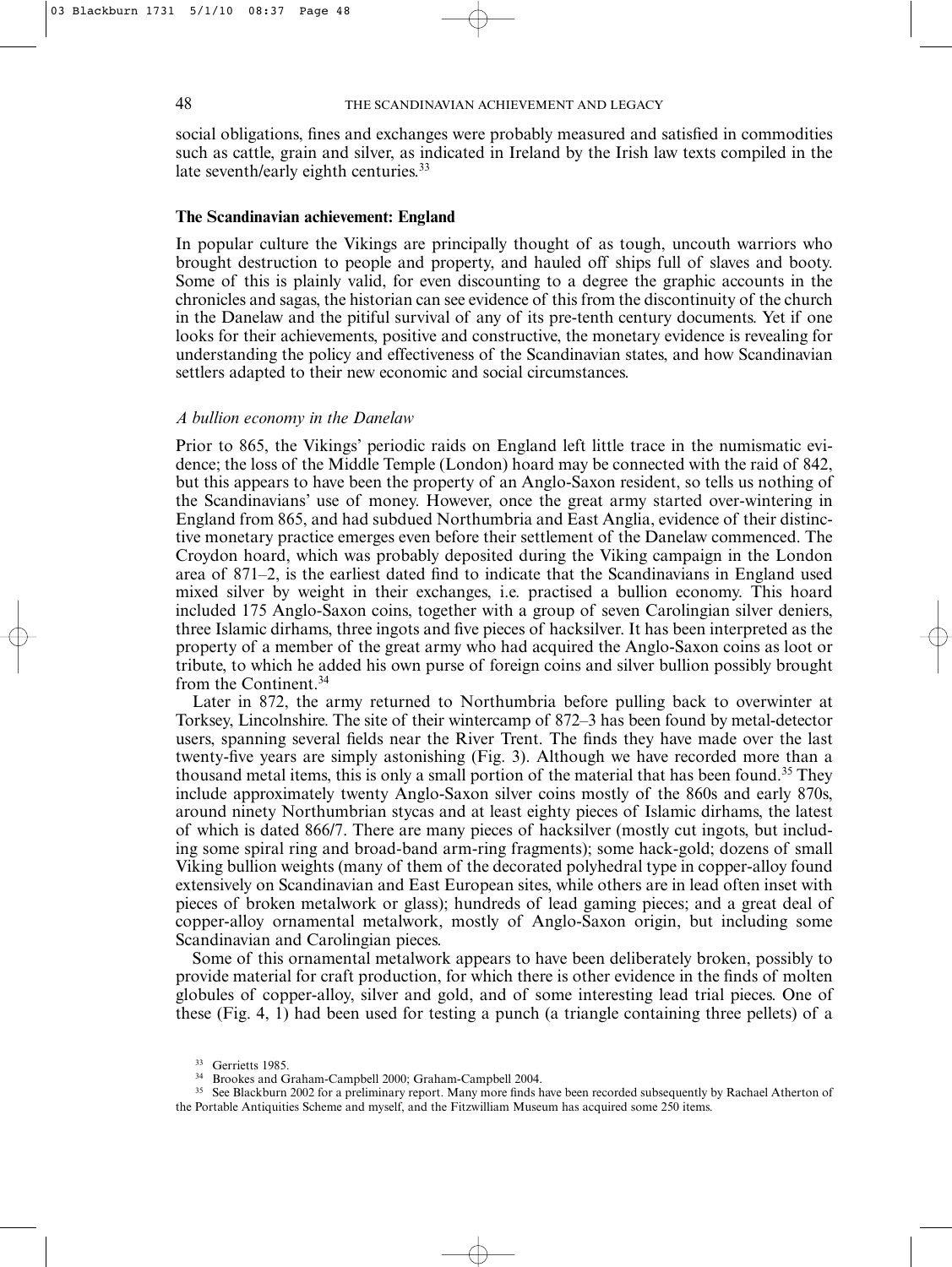social obligations, fines and exchanges were probably measured and satisfied in commodities such as cattle, grain and silver, as indicated in Ireland by the Irish law texts compiled in the late seventh/early eighth centuries.[33]

## The Scandinavian achievement: England

In popular culture the Vikings are principally thought of as tough, uncouth warriors who brought destruction to people and property, and hauled off ships full of slaves and booty. Some of this is plainly valid, for even discounting to a degree the graphic accounts in the chronicles and sagas, the historian can see evidence of this from the discontinuity of the church in the Danelaw and the pitiful survival of any of its pre-tenth century documents. Yet if one looks for their achievements, positive and constructive, the monetary evidence is revealing for understanding the policy and effectiveness of the Scandinavian states, and how Scandinavian settlers adapted to their new economic and social circumstances.

### *A bullion economy in the Danelaw*

Prior to 865, the Vikings' periodic raids on England left little trace in the numismatic evidence; the loss of the Middle Temple (London) hoard may be connected with the raid of 842, but this appears to have been the property of an Anglo-Saxon resident, so tells us nothing of the Scandinavians' use of money. However, once the great army started over-wintering in England from 865, and had subdued Northumbria and East Anglia, evidence of their distinctive monetary practice emerges even before their settlement of the Danelaw commenced. The Croydon hoard, which was probably deposited during the Viking campaign in the London area of 871–2, is the earliest dated find to indicate that the Scandinavians in England used mixed silver by weight in their exchanges, i.e. practised a bullion economy. This hoard included 175 Anglo-Saxon coins, together with a group of seven Carolingian silver deniers, three Islamic dirhams, three ingots and five pieces of hacksilver. It has been interpreted as the property of a member of the great army who had acquired the Anglo-Saxon coins as loot or tribute, to which he added his own purse of foreign coins and silver bullion possibly brought from the Continent.[34]

Later in 872, the army returned to Northumbria before pulling back to overwinter at Torksey, Lincolnshire. The site of their wintercamp of 872–3 has been found by metal-detector users, spanning several fields near the River Trent. The finds they have made over the last twenty-five years are simply astonishing (Fig. 3). Although we have recorded more than a thousand metal items, this is only a small portion of the material that has been found.[35] They include approximately twenty Anglo-Saxon silver coins mostly of the 860s and early 870s, around ninety Northumbrian stycas and at least eighty pieces of Islamic dirhams, the latest of which is dated 866/7. There are many pieces of hacksilver (mostly cut ingots, but including some spiral ring and broad-band arm-ring fragments); some hack-gold; dozens of small Viking bullion weights (many of them of the decorated polyhedral type in copper-alloy found extensively on Scandinavian and East European sites, while others are in lead often inset with pieces of broken metalwork or glass); hundreds of lead gaming pieces; and a great deal of copper-alloy ornamental metalwork, mostly of Anglo-Saxon origin, but including some Scandinavian and Carolingian pieces.

Some of this ornamental metalwork appears to have been deliberately broken, possibly to provide material for craft production, for which there is other evidence in the finds of molten globules of copper-alloy, silver and gold, and of some interesting lead trial pieces. One of these (Fig. 4, 1) had been used for testing a punch (a triangle containing three pellets) of a

[33] Gerrietts 1985.

[34] Brookes and Graham-Campbell 2000; Graham-Campbell 2004.

[35] See Blackburn 2002 for a preliminary report. Many more finds have been recorded subsequently by Rachael Atherton of the Portable Antiquities Scheme and myself, and the Fitzwilliam Museum has acquired some 250 items.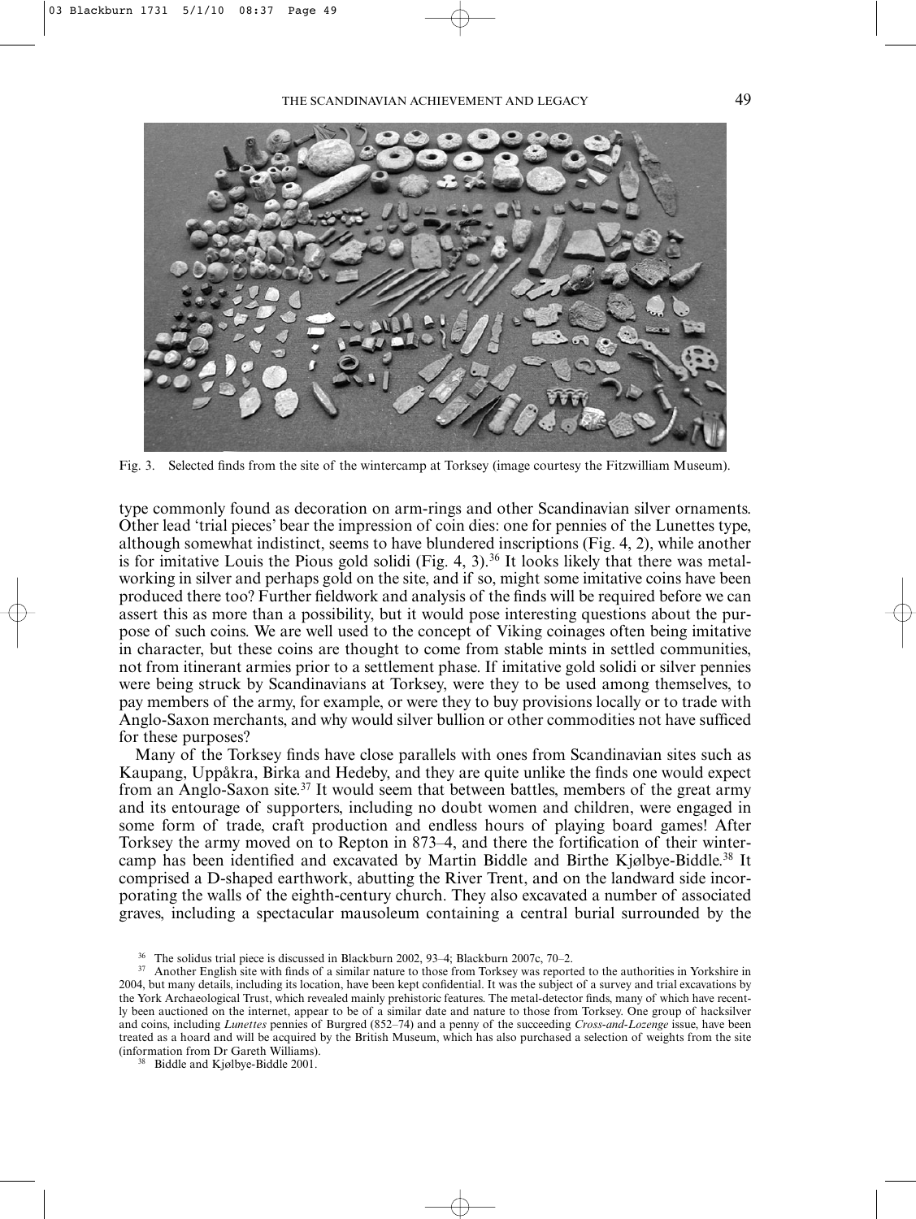Fig. 3. Selected finds from the site of the wintercamp at Torksey (image courtesy the Fitzwilliam Museum).

type commonly found as decoration on arm-rings and other Scandinavian silver ornaments. Other lead 'trial pieces' bear the impression of coin dies: one for pennies of the Lunettes type, although somewhat indistinct, seems to have blundered inscriptions (Fig. 4, 2), while another is for imitative Louis the Pious gold solidi (Fig. 4, 3).[36] It looks likely that there was metal-working in silver and perhaps gold on the site, and if so, might some imitative coins have been produced there too? Further fieldwork and analysis of the finds will be required before we can assert this as more than a possibility, but it would pose interesting questions about the purpose of such coins. We are well used to the concept of Viking coinages often being imitative in character, but these coins are thought to come from stable mints in settled communities, not from itinerant armies prior to a settlement phase. If imitative gold solidi or silver pennies were being struck by Scandinavians at Torksey, were they to be used among themselves, to pay members of the army, for example, or were they to buy provisions locally or to trade with Anglo-Saxon merchants, and why would silver bullion or other commodities not have sufficed for these purposes?

Many of the Torksey finds have close parallels with ones from Scandinavian sites such as Kaupang, Uppåkra, Birka and Hedeby, and they are quite unlike the finds one would expect from an Anglo-Saxon site.[37] It would seem that between battles, members of the great army and its entourage of supporters, including no doubt women and children, were engaged in some form of trade, craft production and endless hours of playing board games! After Torksey the army moved on to Repton in 873–4, and there the fortification of their winter-camp has been identified and excavated by Martin Biddle and Birthe Kjølbye-Biddle.[38] It comprised a D-shaped earthwork, abutting the River Trent, and on the landward side incorporating the walls of the eighth-century church. They also excavated a number of associated graves, including a spectacular mausoleum containing a central burial surrounded by the

[36] The solidus trial piece is discussed in Blackburn 2002, 93–4; Blackburn 2007c, 70–2.

[37] Another English site with finds of a similar nature to those from Torksey was reported to the authorities in Yorkshire in 2004, but many details, including its location, have been kept confidential. It was the subject of a survey and trial excavations by the York Archaeological Trust, which revealed mainly prehistoric features. The metal-detector finds, many of which have recently been auctioned on the internet, appear to be of a similar date and nature to those from Torksey. One group of hacksilver and coins, including *Lunettes* pennies of Burgred (852–74) and a penny of the succeeding *Cross-and-Lozenge* issue, have been treated as a hoard and will be acquired by the British Museum, which has also purchased a selection of weights from the site (information from Dr Gareth Williams).

[38] Biddle and Kjølbye-Biddle 2001.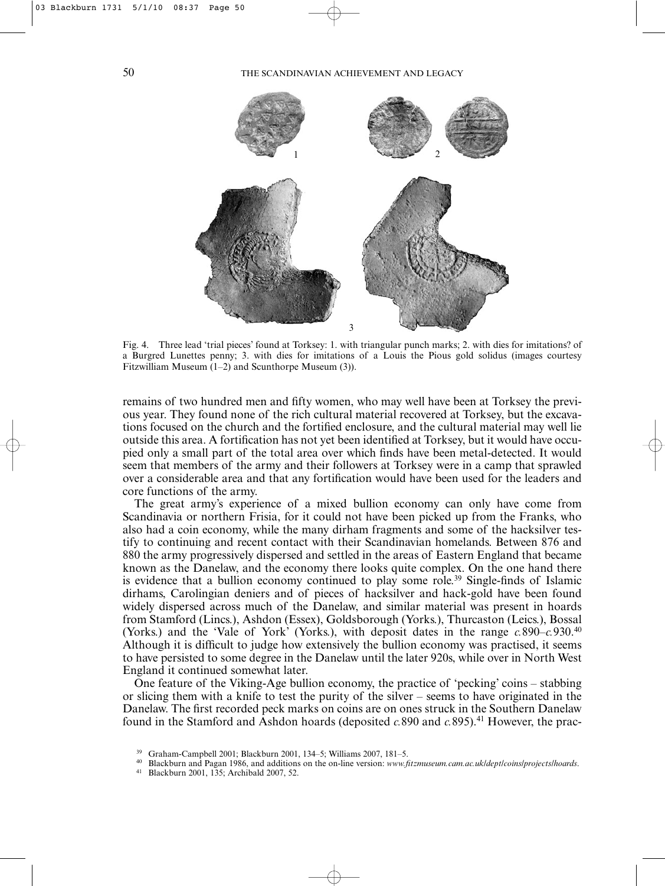Fig. 4. Three lead 'trial pieces' found at Torksey: 1. with triangular punch marks; 2. with dies for imitations? of a Burgred Lunettes penny; 3. with dies for imitations of a Louis the Pious gold solidus (images courtesy Fitzwilliam Museum (1–2) and Scunthorpe Museum (3)).

remains of two hundred men and fifty women, who may well have been at Torksey the previous year. They found none of the rich cultural material recovered at Torksey, but the excavations focused on the church and the fortified enclosure, and the cultural material may well lie outside this area. A fortification has not yet been identified at Torksey, but it would have occupied only a small part of the total area over which finds have been metal-detected. It would seem that members of the army and their followers at Torksey were in a camp that sprawled over a considerable area and that any fortification would have been used for the leaders and core functions of the army.

The great army's experience of a mixed bullion economy can only have come from Scandinavia or northern Frisia, for it could not have been picked up from the Franks, who also had a coin economy, while the many dirham fragments and some of the hacksilver testify to continuing and recent contact with their Scandinavian homelands. Between 876 and 880 the army progressively dispersed and settled in the areas of Eastern England that became known as the Danelaw, and the economy there looks quite complex. On the one hand there is evidence that a bullion economy continued to play some role.[39] Single-finds of Islamic dirhams, Carolingian deniers and of pieces of hacksilver and hack-gold have been found widely dispersed across much of the Danelaw, and similar material was present in hoards from Stamford (Lincs.), Ashdon (Essex), Goldsborough (Yorks.), Thurcaston (Leics.), Bossal (Yorks.) and the 'Vale of York' (Yorks.), with deposit dates in the range *c.*890–*c.*930.[40] Although it is difficult to judge how extensively the bullion economy was practised, it seems to have persisted to some degree in the Danelaw until the later 920s, while over in North West England it continued somewhat later.

One feature of the Viking-Age bullion economy, the practice of 'pecking' coins – stabbing or slicing them with a knife to test the purity of the silver – seems to have originated in the Danelaw. The first recorded peck marks on coins are on ones struck in the Southern Danelaw found in the Stamford and Ashdon hoards (deposited *c.*890 and *c.*895).[41] However, the prac-

[39] Graham-Campbell 2001; Blackburn 2001, 134–5; Williams 2007, 181–5.

[40] Blackburn and Pagan 1986, and additions on the on-line version: *www.fitzmuseum.cam.ac.uk/dept/coins/projects/hoards*.

[41] Blackburn 2001, 135; Archibald 2007, 52.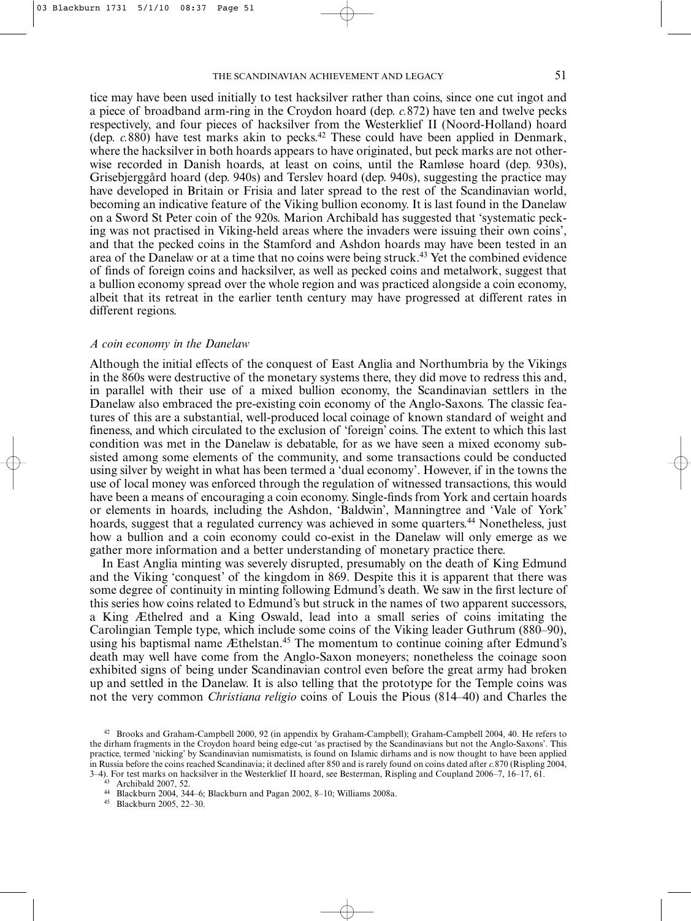tice may have been used initially to test hacksilver rather than coins, since one cut ingot and a piece of broadband arm-ring in the Croydon hoard (dep. *c.*872) have ten and twelve pecks respectively, and four pieces of hacksilver from the Westerklief II (Noord-Holland) hoard (dep. *c.*880) have test marks akin to pecks.[42] These could have been applied in Denmark, where the hacksilver in both hoards appears to have originated, but peck marks are not otherwise recorded in Danish hoards, at least on coins, until the Ramløse hoard (dep. 930s), Grisebjerggård hoard (dep. 940s) and Terslev hoard (dep. 940s), suggesting the practice may have developed in Britain or Frisia and later spread to the rest of the Scandinavian world, becoming an indicative feature of the Viking bullion economy. It is last found in the Danelaw on a Sword St Peter coin of the 920s. Marion Archibald has suggested that 'systematic pecking was not practised in Viking-held areas where the invaders were issuing their own coins', and that the pecked coins in the Stamford and Ashdon hoards may have been tested in an area of the Danelaw or at a time that no coins were being struck.[43] Yet the combined evidence of finds of foreign coins and hacksilver, as well as pecked coins and metalwork, suggest that a bullion economy spread over the whole region and was practiced alongside a coin economy, albeit that its retreat in the earlier tenth century may have progressed at different rates in different regions.

### *A coin economy in the Danelaw*

Although the initial effects of the conquest of East Anglia and Northumbria by the Vikings in the 860s were destructive of the monetary systems there, they did move to redress this and, in parallel with their use of a mixed bullion economy, the Scandinavian settlers in the Danelaw also embraced the pre-existing coin economy of the Anglo-Saxons. The classic features of this are a substantial, well-produced local coinage of known standard of weight and fineness, and which circulated to the exclusion of 'foreign' coins. The extent to which this last condition was met in the Danelaw is debatable, for as we have seen a mixed economy subsisted among some elements of the community, and some transactions could be conducted using silver by weight in what has been termed a 'dual economy'. However, if in the towns the use of local money was enforced through the regulation of witnessed transactions, this would have been a means of encouraging a coin economy. Single-finds from York and certain hoards or elements in hoards, including the Ashdon, 'Baldwin', Manningtree and 'Vale of York' hoards, suggest that a regulated currency was achieved in some quarters.[44] Nonetheless, just how a bullion and a coin economy could co-exist in the Danelaw will only emerge as we gather more information and a better understanding of monetary practice there.

In East Anglia minting was severely disrupted, presumably on the death of King Edmund and the Viking 'conquest' of the kingdom in 869. Despite this it is apparent that there was some degree of continuity in minting following Edmund's death. We saw in the first lecture of this series how coins related to Edmund's but struck in the names of two apparent successors, a King Æthelred and a King Oswald, lead into a small series of coins imitating the Carolingian Temple type, which include some coins of the Viking leader Guthrum (880–90), using his baptismal name Æthelstan.[45] The momentum to continue coining after Edmund's death may well have come from the Anglo-Saxon moneyers; nonetheless the coinage soon exhibited signs of being under Scandinavian control even before the great army had broken up and settled in the Danelaw. It is also telling that the prototype for the Temple coins was not the very common *Christiana religio* coins of Louis the Pious (814–40) and Charles the

---

[42] Brooks and Graham-Campbell 2000, 92 (in appendix by Graham-Campbell); Graham-Campbell 2004, 40. He refers to the dirham fragments in the Croydon hoard being edge-cut 'as practised by the Scandinavians but not the Anglo-Saxons'. This practice, termed 'nicking' by Scandinavian numismatists, is found on Islamic dirhams and is now thought to have been applied in Russia before the coins reached Scandinavia; it declined after 850 and is rarely found on coins dated after *c.*870 (Rispling 2004, 3–4). For test marks on hacksilver in the Westerklief II hoard, see Besterman, Rispling and Coupland 2006–7, 16–17, 61.

[43] Archibald 2007, 52.

[44] Blackburn 2004, 344–6; Blackburn and Pagan 2002, 8–10; Williams 2008a.

[45] Blackburn 2005, 22–30.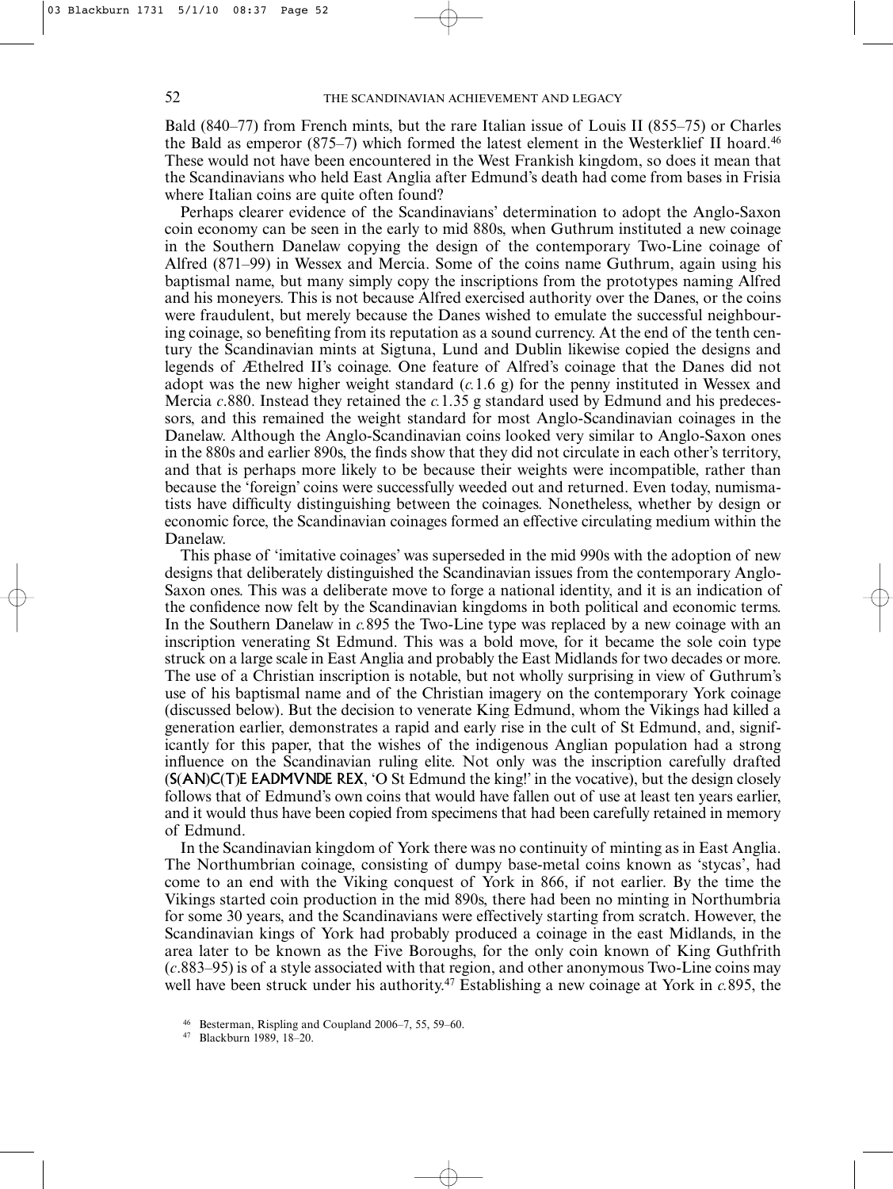Bald (840–77) from French mints, but the rare Italian issue of Louis II (855–75) or Charles the Bald as emperor (875–7) which formed the latest element in the Westerklief II hoard.[46] These would not have been encountered in the West Frankish kingdom, so does it mean that the Scandinavians who held East Anglia after Edmund's death had come from bases in Frisia where Italian coins are quite often found?

Perhaps clearer evidence of the Scandinavians' determination to adopt the Anglo-Saxon coin economy can be seen in the early to mid 880s, when Guthrum instituted a new coinage in the Southern Danelaw copying the design of the contemporary Two-Line coinage of Alfred (871–99) in Wessex and Mercia. Some of the coins name Guthrum, again using his baptismal name, but many simply copy the inscriptions from the prototypes naming Alfred and his moneyers. This is not because Alfred exercised authority over the Danes, or the coins were fraudulent, but merely because the Danes wished to emulate the successful neighbouring coinage, so benefiting from its reputation as a sound currency. At the end of the tenth century the Scandinavian mints at Sigtuna, Lund and Dublin likewise copied the designs and legends of Æthelred II's coinage. One feature of Alfred's coinage that the Danes did not adopt was the new higher weight standard (*c.*1.6 g) for the penny instituted in Wessex and Mercia *c.*880. Instead they retained the *c.*1.35 g standard used by Edmund and his predecessors, and this remained the weight standard for most Anglo-Scandinavian coinages in the Danelaw. Although the Anglo-Scandinavian coins looked very similar to Anglo-Saxon ones in the 880s and earlier 890s, the finds show that they did not circulate in each other's territory, and that is perhaps more likely to be because their weights were incompatible, rather than because the 'foreign' coins were successfully weeded out and returned. Even today, numismatists have difficulty distinguishing between the coinages. Nonetheless, whether by design or economic force, the Scandinavian coinages formed an effective circulating medium within the Danelaw.

This phase of 'imitative coinages' was superseded in the mid 990s with the adoption of new designs that deliberately distinguished the Scandinavian issues from the contemporary Anglo-Saxon ones. This was a deliberate move to forge a national identity, and it is an indication of the confidence now felt by the Scandinavian kingdoms in both political and economic terms. In the Southern Danelaw in *c.*895 the Two-Line type was replaced by a new coinage with an inscription venerating St Edmund. This was a bold move, for it became the sole coin type struck on a large scale in East Anglia and probably the East Midlands for two decades or more. The use of a Christian inscription is notable, but not wholly surprising in view of Guthrum's use of his baptismal name and of the Christian imagery on the contemporary York coinage (discussed below). But the decision to venerate King Edmund, whom the Vikings had killed a generation earlier, demonstrates a rapid and early rise in the cult of St Edmund, and, significantly for this paper, that the wishes of the indigenous Anglian population had a strong influence on the Scandinavian ruling elite. Not only was the inscription carefully drafted (S(AN)C(T)E EADMVNDE REX, 'O St Edmund the king!' in the vocative), but the design closely follows that of Edmund's own coins that would have fallen out of use at least ten years earlier, and it would thus have been copied from specimens that had been carefully retained in memory of Edmund.

In the Scandinavian kingdom of York there was no continuity of minting as in East Anglia. The Northumbrian coinage, consisting of dumpy base-metal coins known as 'stycas', had come to an end with the Viking conquest of York in 866, if not earlier. By the time the Vikings started coin production in the mid 890s, there had been no minting in Northumbria for some 30 years, and the Scandinavians were effectively starting from scratch. However, the Scandinavian kings of York had probably produced a coinage in the east Midlands, in the area later to be known as the Five Boroughs, for the only coin known of King Guthfrith (*c.*883–95) is of a style associated with that region, and other anonymous Two-Line coins may well have been struck under his authority.[47] Establishing a new coinage at York in *c.*895, the

[46] Besterman, Rispling and Coupland 2006–7, 55, 59–60.

[47] Blackburn 1989, 18–20.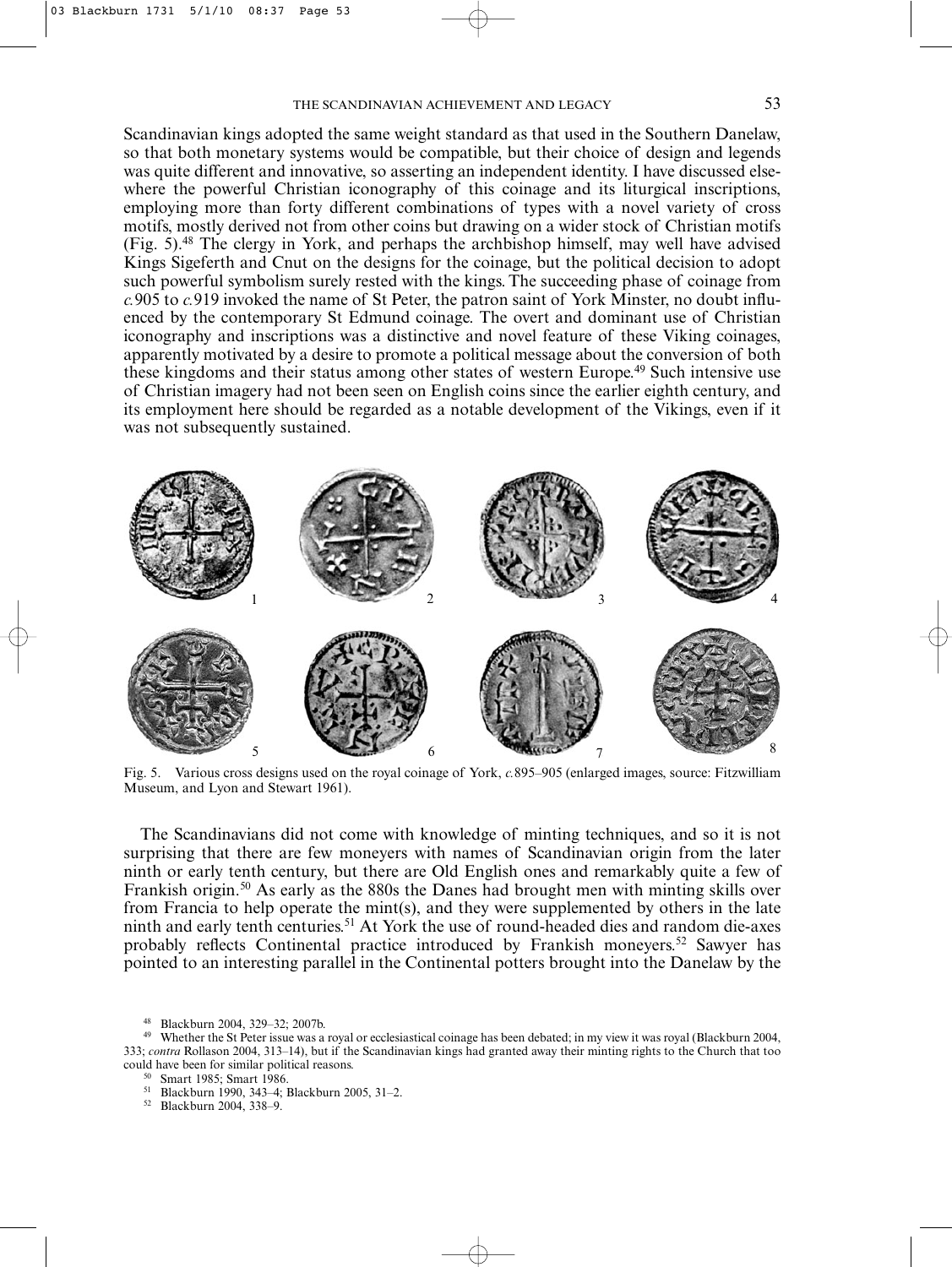Scandinavian kings adopted the same weight standard as that used in the Southern Danelaw, so that both monetary systems would be compatible, but their choice of design and legends was quite different and innovative, so asserting an independent identity. I have discussed elsewhere the powerful Christian iconography of this coinage and its liturgical inscriptions, employing more than forty different combinations of types with a novel variety of cross motifs, mostly derived not from other coins but drawing on a wider stock of Christian motifs (Fig. 5).[48] The clergy in York, and perhaps the archbishop himself, may well have advised Kings Sigeferth and Cnut on the designs for the coinage, but the political decision to adopt such powerful symbolism surely rested with the kings. The succeeding phase of coinage from *c.*905 to *c.*919 invoked the name of St Peter, the patron saint of York Minster, no doubt influenced by the contemporary St Edmund coinage. The overt and dominant use of Christian iconography and inscriptions was a distinctive and novel feature of these Viking coinages, apparently motivated by a desire to promote a political message about the conversion of both these kingdoms and their status among other states of western Europe.[49] Such intensive use of Christian imagery had not been seen on English coins since the earlier eighth century, and its employment here should be regarded as a notable development of the Vikings, even if it was not subsequently sustained.

Fig. 5. Various cross designs used on the royal coinage of York, *c.*895–905 (enlarged images, source: Fitzwilliam Museum, and Lyon and Stewart 1961).

The Scandinavians did not come with knowledge of minting techniques, and so it is not surprising that there are few moneyers with names of Scandinavian origin from the later ninth or early tenth century, but there are Old English ones and remarkably quite a few of Frankish origin.[50] As early as the 880s the Danes had brought men with minting skills over from Francia to help operate the mint(s), and they were supplemented by others in the late ninth and early tenth centuries.[51] At York the use of round-headed dies and random die-axes probably reflects Continental practice introduced by Frankish moneyers.[52] Sawyer has pointed to an interesting parallel in the Continental potters brought into the Danelaw by the

[48] Blackburn 2004, 329–32; 2007b.

[49] Whether the St Peter issue was a royal or ecclesiastical coinage has been debated; in my view it was royal (Blackburn 2004, 333; *contra* Rollason 2004, 313–14), but if the Scandinavian kings had granted away their minting rights to the Church that too could have been for similar political reasons.

[50] Smart 1985; Smart 1986.

[51] Blackburn 1990, 343–4; Blackburn 2005, 31–2.

[52] Blackburn 2004, 338–9.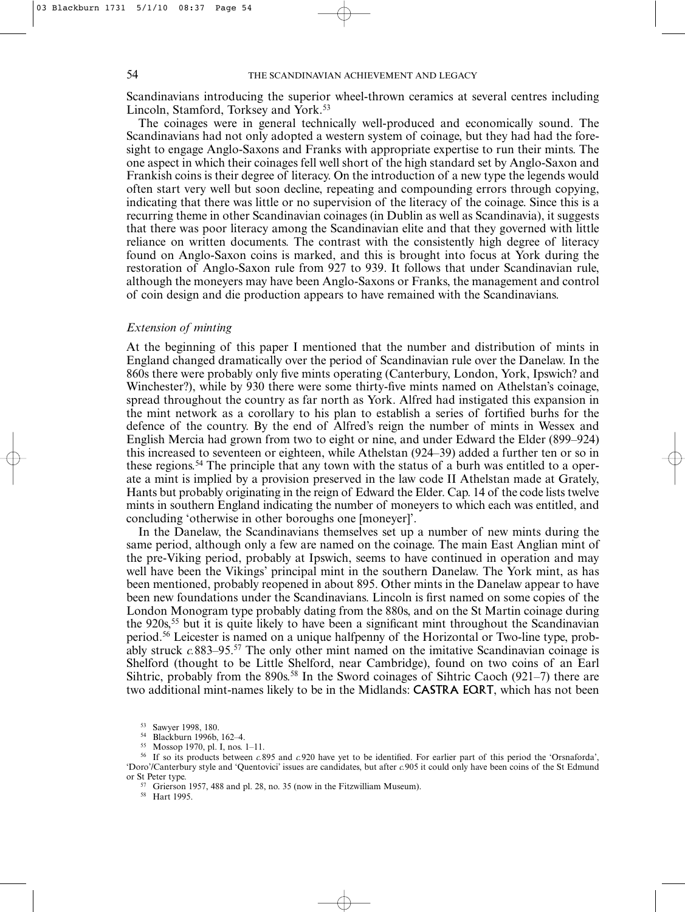Scandinavians introducing the superior wheel-thrown ceramics at several centres including Lincoln, Stamford, Torksey and York.[53]

The coinages were in general technically well-produced and economically sound. The Scandinavians had not only adopted a western system of coinage, but they had had the foresight to engage Anglo-Saxons and Franks with appropriate expertise to run their mints. The one aspect in which their coinages fell well short of the high standard set by Anglo-Saxon and Frankish coins is their degree of literacy. On the introduction of a new type the legends would often start very well but soon decline, repeating and compounding errors through copying, indicating that there was little or no supervision of the literacy of the coinage. Since this is a recurring theme in other Scandinavian coinages (in Dublin as well as Scandinavia), it suggests that there was poor literacy among the Scandinavian elite and that they governed with little reliance on written documents. The contrast with the consistently high degree of literacy found on Anglo-Saxon coins is marked, and this is brought into focus at York during the restoration of Anglo-Saxon rule from 927 to 939. It follows that under Scandinavian rule, although the moneyers may have been Anglo-Saxons or Franks, the management and control of coin design and die production appears to have remained with the Scandinavians.

### *Extension of minting*

At the beginning of this paper I mentioned that the number and distribution of mints in England changed dramatically over the period of Scandinavian rule over the Danelaw. In the 860s there were probably only five mints operating (Canterbury, London, York, Ipswich? and Winchester?), while by 930 there were some thirty-five mints named on Athelstan's coinage, spread throughout the country as far north as York. Alfred had instigated this expansion in the mint network as a corollary to his plan to establish a series of fortified burhs for the defence of the country. By the end of Alfred's reign the number of mints in Wessex and English Mercia had grown from two to eight or nine, and under Edward the Elder (899–924) this increased to seventeen or eighteen, while Athelstan (924–39) added a further ten or so in these regions.[54] The principle that any town with the status of a burh was entitled to a operate a mint is implied by a provision preserved in the law code II Athelstan made at Grately, Hants but probably originating in the reign of Edward the Elder. Cap. 14 of the code lists twelve mints in southern England indicating the number of moneyers to which each was entitled, and concluding 'otherwise in other boroughs one [moneyer]'.

In the Danelaw, the Scandinavians themselves set up a number of new mints during the same period, although only a few are named on the coinage. The main East Anglian mint of the pre-Viking period, probably at Ipswich, seems to have continued in operation and may well have been the Vikings' principal mint in the southern Danelaw. The York mint, as has been mentioned, probably reopened in about 895. Other mints in the Danelaw appear to have been new foundations under the Scandinavians. Lincoln is first named on some copies of the London Monogram type probably dating from the 880s, and on the St Martin coinage during the 920s,[55] but it is quite likely to have been a significant mint throughout the Scandinavian period.[56] Leicester is named on a unique halfpenny of the Horizontal or Two-line type, probably struck *c.*883–95.[57] The only other mint named on the imitative Scandinavian coinage is Shelford (thought to be Little Shelford, near Cambridge), found on two coins of an Earl Sihtric, probably from the 890s.[58] In the Sword coinages of Sihtric Caoch (921–7) there are two additional mint-names likely to be in the Midlands: CASTRA EQRT, which has not been

[53] Sawyer 1998, 180.

[54] Blackburn 1996b, 162–4.

[55] Mossop 1970, pl. I, nos. 1–11.

[56] If so its products between *c.*895 and *c.*920 have yet to be identified. For earlier part of this period the 'Orsnaforda', 'Doro'/Canterbury style and 'Quentovici' issues are candidates, but after *c.*905 it could only have been coins of the St Edmund or St Peter type.

[57] Grierson 1957, 488 and pl. 28, no. 35 (now in the Fitzwilliam Museum).

[58] Hart 1995.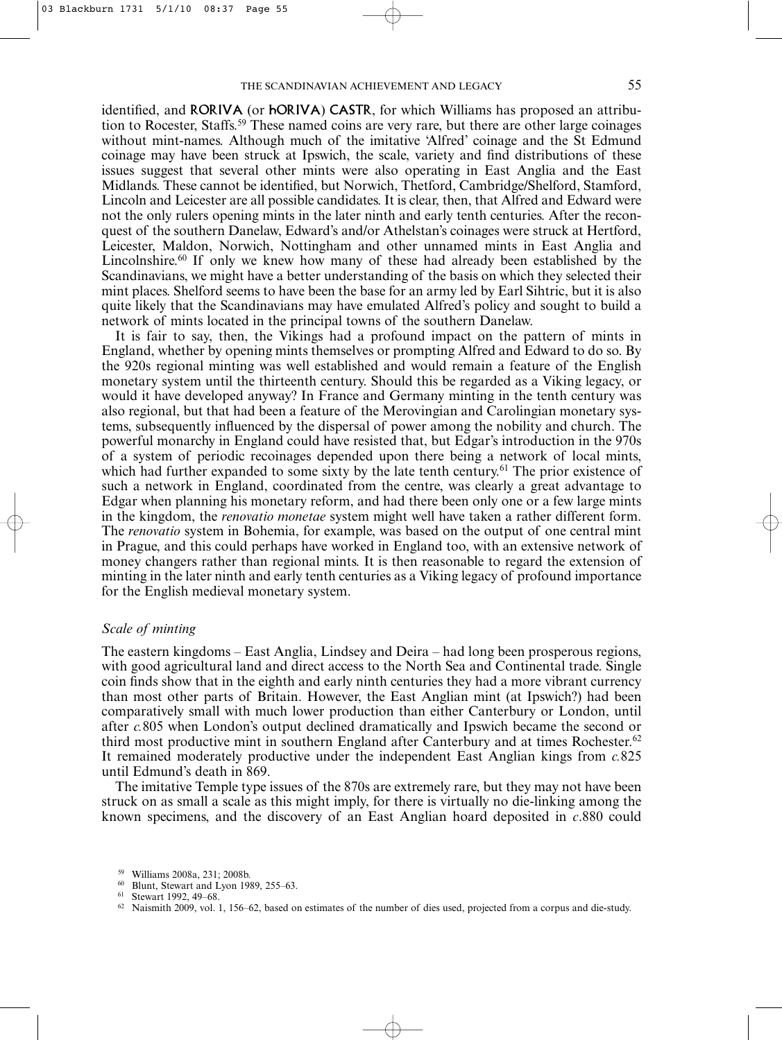identified, and **RORIVA** (or **ƕORIVA**) **CASTR**, for which Williams has proposed an attribution to Rocester, Staffs.[59] These named coins are very rare, but there are other large coinages without mint-names. Although much of the imitative 'Alfred' coinage and the St Edmund coinage may have been struck at Ipswich, the scale, variety and find distributions of these issues suggest that several other mints were also operating in East Anglia and the East Midlands. These cannot be identified, but Norwich, Thetford, Cambridge/Shelford, Stamford, Lincoln and Leicester are all possible candidates. It is clear, then, that Alfred and Edward were not the only rulers opening mints in the later ninth and early tenth centuries. After the reconquest of the southern Danelaw, Edward's and/or Athelstan's coinages were struck at Hertford, Leicester, Maldon, Norwich, Nottingham and other unnamed mints in East Anglia and Lincolnshire.[60] If only we knew how many of these had already been established by the Scandinavians, we might have a better understanding of the basis on which they selected their mint places. Shelford seems to have been the base for an army led by Earl Sihtric, but it is also quite likely that the Scandinavians may have emulated Alfred's policy and sought to build a network of mints located in the principal towns of the southern Danelaw.

It is fair to say, then, the Vikings had a profound impact on the pattern of mints in England, whether by opening mints themselves or prompting Alfred and Edward to do so. By the 920s regional minting was well established and would remain a feature of the English monetary system until the thirteenth century. Should this be regarded as a Viking legacy, or would it have developed anyway? In France and Germany minting in the tenth century was also regional, but that had been a feature of the Merovingian and Carolingian monetary systems, subsequently influenced by the dispersal of power among the nobility and church. The powerful monarchy in England could have resisted that, but Edgar's introduction in the 970s of a system of periodic recoinages depended upon there being a network of local mints, which had further expanded to some sixty by the late tenth century.[61] The prior existence of such a network in England, coordinated from the centre, was clearly a great advantage to Edgar when planning his monetary reform, and had there been only one or a few large mints in the kingdom, the *renovatio monetae* system might well have taken a rather different form. The *renovatio* system in Bohemia, for example, was based on the output of one central mint in Prague, and this could perhaps have worked in England too, with an extensive network of money changers rather than regional mints. It is then reasonable to regard the extension of minting in the later ninth and early tenth centuries as a Viking legacy of profound importance for the English medieval monetary system.

### *Scale of minting*

The eastern kingdoms – East Anglia, Lindsey and Deira – had long been prosperous regions, with good agricultural land and direct access to the North Sea and Continental trade. Single coin finds show that in the eighth and early ninth centuries they had a more vibrant currency than most other parts of Britain. However, the East Anglian mint (at Ipswich?) had been comparatively small with much lower production than either Canterbury or London, until after *c.*805 when London's output declined dramatically and Ipswich became the second or third most productive mint in southern England after Canterbury and at times Rochester.[62] It remained moderately productive under the independent East Anglian kings from *c.*825 until Edmund's death in 869.

The imitative Temple type issues of the 870s are extremely rare, but they may not have been struck on as small a scale as this might imply, for there is virtually no die-linking among the known specimens, and the discovery of an East Anglian hoard deposited in *c*.880 could

[59] Williams 2008a, 231; 2008b.

[60] Blunt, Stewart and Lyon 1989, 255–63.

[61] Stewart 1992, 49–68.

[62] Naismith 2009, vol. 1, 156–62, based on estimates of the number of dies used, projected from a corpus and die-study.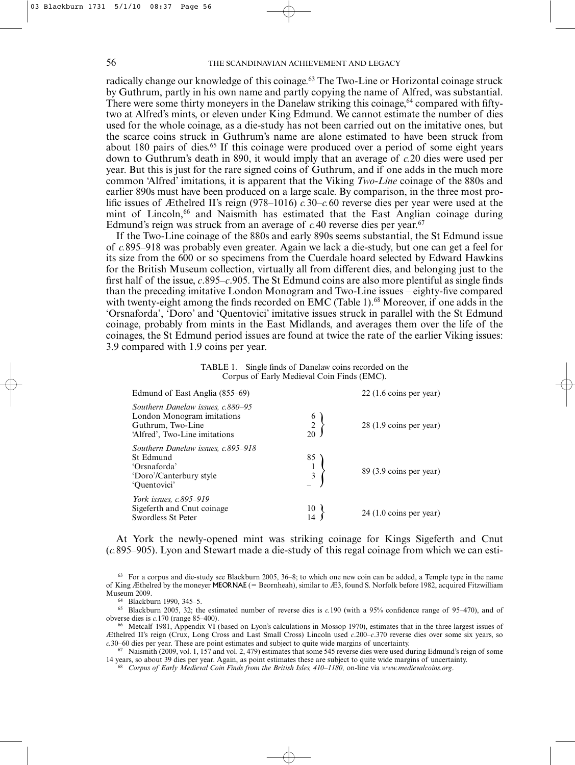radically change our knowledge of this coinage.[63] The Two-Line or Horizontal coinage struck by Guthrum, partly in his own name and partly copying the name of Alfred, was substantial. There were some thirty moneyers in the Danelaw striking this coinage,[64] compared with fifty-two at Alfred's mints, or eleven under King Edmund. We cannot estimate the number of dies used for the whole coinage, as a die-study has not been carried out on the imitative ones, but the scarce coins struck in Guthrum's name are alone estimated to have been struck from about 180 pairs of dies.[65] If this coinage were produced over a period of some eight years down to Guthrum's death in 890, it would imply that an average of *c.*20 dies were used per year. But this is just for the rare signed coins of Guthrum, and if one adds in the much more common 'Alfred' imitations, it is apparent that the Viking *Two-Line* coinage of the 880s and earlier 890s must have been produced on a large scale. By comparison, in the three most prolific issues of Æthelred II's reign (978–1016) *c.*30–*c.*60 reverse dies per year were used at the mint of Lincoln,[66] and Naismith has estimated that the East Anglian coinage during Edmund's reign was struck from an average of *c.*40 reverse dies per year.[67]

If the Two-Line coinage of the 880s and early 890s seems substantial, the St Edmund issue of *c.*895–918 was probably even greater. Again we lack a die-study, but one can get a feel for its size from the 600 or so specimens from the Cuerdale hoard selected by Edward Hawkins for the British Museum collection, virtually all from different dies, and belonging just to the first half of the issue, *c.*895–*c.*905. The St Edmund coins are also more plentiful as single finds than the preceding imitative London Monogram and Two-Line issues – eighty-five compared with twenty-eight among the finds recorded on EMC (Table 1).[68] Moreover, if one adds in the 'Orsnaforda', 'Doro' and 'Quentovici' imitative issues struck in parallel with the St Edmund coinage, probably from mints in the East Midlands, and averages them over the life of the coinages, the St Edmund period issues are found at twice the rate of the earlier Viking issues: 3.9 compared with 1.9 coins per year.

TABLE 1. Single finds of Danelaw coins recorded on the Corpus of Early Medieval Coin Finds (EMC).

| | | |
|---|---|---|
| Edmund of East Anglia (855–69) | | 22 (1.6 coins per year) |
| *Southern Danelaw issues, c.880–95* | | |
| London Monogram imitations | 6 | 28 (1.9 coins per year) |
| Guthrum, Two-Line | 2 | |
| 'Alfred', Two-Line imitations | 20 | |
| *Southern Danelaw issues, c.895–918* | | |
| St Edmund | 85 | 89 (3.9 coins per year) |
| 'Orsnaforda' | 1 | |
| 'Doro'/Canterbury style | 3 | |
| 'Quentovici' | – | |
| *York issues, c.895–919* | | |
| Sigeferth and Cnut coinage | 10 | 24 (1.0 coins per year) |
| Swordless St Peter | 14 | |

At York the newly-opened mint was striking coinage for Kings Sigeferth and Cnut (*c.*895–905). Lyon and Stewart made a die-study of this regal coinage from which we can esti-

[63] For a corpus and die-study see Blackburn 2005, 36–8; to which one new coin can be added, a Temple type in the name of King Æthelred by the moneyer MEORNAE (= Beornheah), similar to Æ3, found S. Norfolk before 1982, acquired Fitzwilliam Museum 2009.

[64] Blackburn 1990, 345–5.

[65] Blackburn 2005, 32; the estimated number of reverse dies is *c.*190 (with a 95% confidence range of 95–470), and of obverse dies is *c.*170 (range 85–400).

[66] Metcalf 1981, Appendix VI (based on Lyon's calculations in Mossop 1970), estimates that in the three largest issues of Æthelred II's reign (Crux, Long Cross and Last Small Cross) Lincoln used *c.*200–*c.*370 reverse dies over some six years, so *c.*30–60 dies per year. These are point estimates and subject to quite wide margins of uncertainty.

[67] Naismith (2009, vol. 1, 157 and vol. 2, 479) estimates that some 545 reverse dies were used during Edmund's reign of some 14 years, so about 39 dies per year. Again, as point estimates these are subject to quite wide margins of uncertainty.

[68] *Corpus of Early Medieval Coin Finds from the British Isles, 410–1180,* on-line via *www.medievalcoins.org*.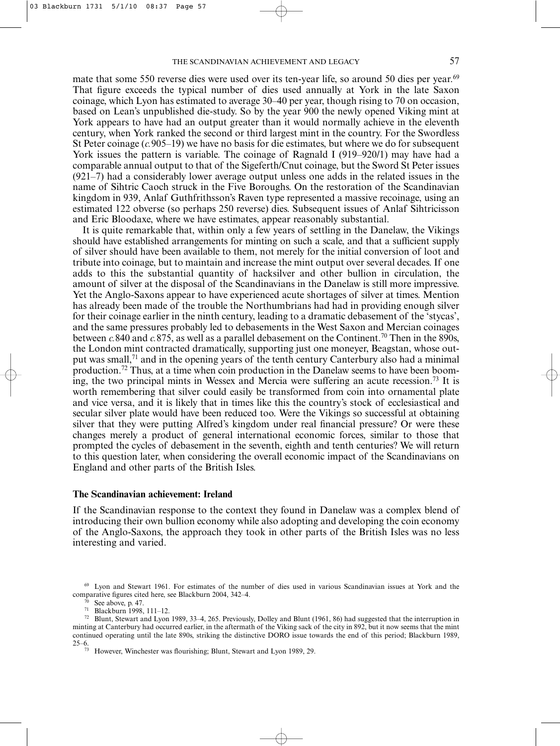mate that some 550 reverse dies were used over its ten-year life, so around 50 dies per year.[69] That figure exceeds the typical number of dies used annually at York in the late Saxon coinage, which Lyon has estimated to average 30–40 per year, though rising to 70 on occasion, based on Lean's unpublished die-study. So by the year 900 the newly opened Viking mint at York appears to have had an output greater than it would normally achieve in the eleventh century, when York ranked the second or third largest mint in the country. For the Swordless St Peter coinage (*c.* 905–19) we have no basis for die estimates, but where we do for subsequent York issues the pattern is variable. The coinage of Ragnald I (919–920/1) may have had a comparable annual output to that of the Sigeferth/Cnut coinage, but the Sword St Peter issues (921–7) had a considerably lower average output unless one adds in the related issues in the name of Sihtric Caoch struck in the Five Boroughs. On the restoration of the Scandinavian kingdom in 939, Anlaf Guthfrithsson's Raven type represented a massive recoinage, using an estimated 122 obverse (so perhaps 250 reverse) dies. Subsequent issues of Anlaf Sihtricisson and Eric Bloodaxe, where we have estimates, appear reasonably substantial.

It is quite remarkable that, within only a few years of settling in the Danelaw, the Vikings should have established arrangements for minting on such a scale, and that a sufficient supply of silver should have been available to them, not merely for the initial conversion of loot and tribute into coinage, but to maintain and increase the mint output over several decades. If one adds to this the substantial quantity of hacksilver and other bullion in circulation, the amount of silver at the disposal of the Scandinavians in the Danelaw is still more impressive. Yet the Anglo-Saxons appear to have experienced acute shortages of silver at times. Mention has already been made of the trouble the Northumbrians had had in providing enough silver for their coinage earlier in the ninth century, leading to a dramatic debasement of the 'stycas', and the same pressures probably led to debasements in the West Saxon and Mercian coinages between *c.* 840 and *c.* 875, as well as a parallel debasement on the Continent.[70] Then in the 890s, the London mint contracted dramatically, supporting just one moneyer, Beagstan, whose output was small,[71] and in the opening years of the tenth century Canterbury also had a minimal production.[72] Thus, at a time when coin production in the Danelaw seems to have been booming, the two principal mints in Wessex and Mercia were suffering an acute recession.[73] It is worth remembering that silver could easily be transformed from coin into ornamental plate and vice versa, and it is likely that in times like this the country's stock of ecclesiastical and secular silver plate would have been reduced too. Were the Vikings so successful at obtaining silver that they were putting Alfred's kingdom under real financial pressure? Or were these changes merely a product of general international economic forces, similar to those that prompted the cycles of debasement in the seventh, eighth and tenth centuries? We will return to this question later, when considering the overall economic impact of the Scandinavians on England and other parts of the British Isles.

## The Scandinavian achievement: Ireland

If the Scandinavian response to the context they found in Danelaw was a complex blend of introducing their own bullion economy while also adopting and developing the coin economy of the Anglo-Saxons, the approach they took in other parts of the British Isles was no less interesting and varied.

---

[69] Lyon and Stewart 1961. For estimates of the number of dies used in various Scandinavian issues at York and the comparative figures cited here, see Blackburn 2004, 342–4.

[70] See above, p. 47.

[71] Blackburn 1998, 111–12.

[72] Blunt, Stewart and Lyon 1989, 33–4, 265. Previously, Dolley and Blunt (1961, 86) had suggested that the interruption in minting at Canterbury had occurred earlier, in the aftermath of the Viking sack of the city in 892, but it now seems that the mint continued operating until the late 890s, striking the distinctive DORO issue towards the end of this period; Blackburn 1989, 25–6.

[73] However, Winchester was flourishing; Blunt, Stewart and Lyon 1989, 29.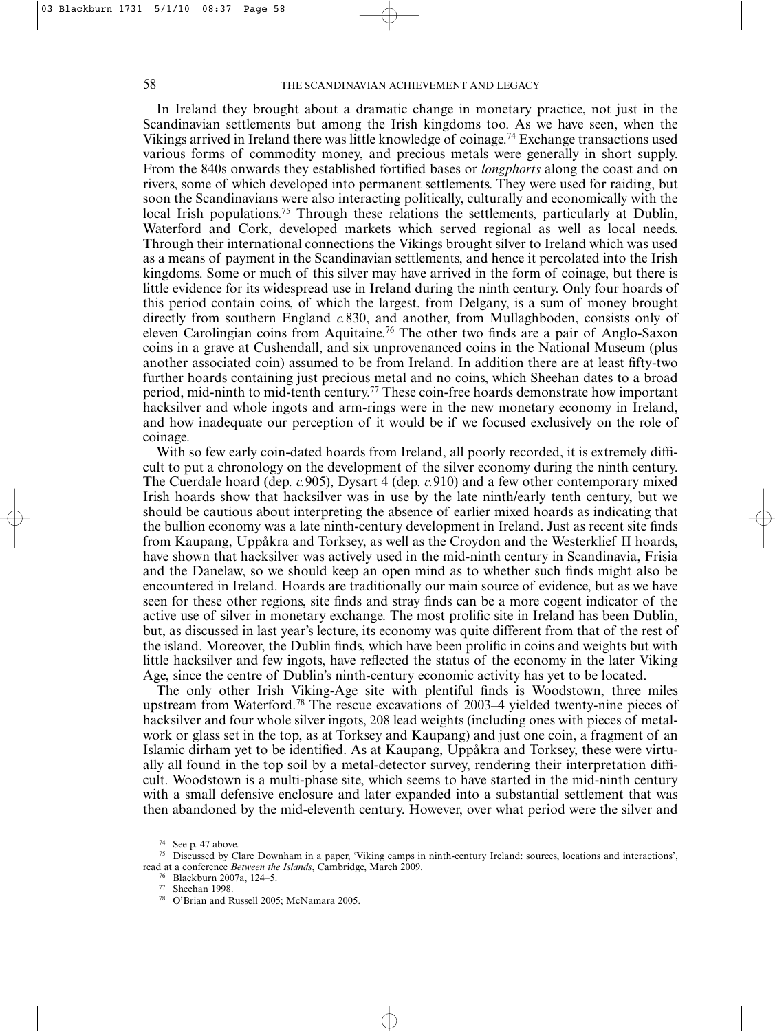In Ireland they brought about a dramatic change in monetary practice, not just in the Scandinavian settlements but among the Irish kingdoms too. As we have seen, when the Vikings arrived in Ireland there was little knowledge of coinage.[74] Exchange transactions used various forms of commodity money, and precious metals were generally in short supply. From the 840s onwards they established fortified bases or *longphorts* along the coast and on rivers, some of which developed into permanent settlements. They were used for raiding, but soon the Scandinavians were also interacting politically, culturally and economically with the local Irish populations.[75] Through these relations the settlements, particularly at Dublin, Waterford and Cork, developed markets which served regional as well as local needs. Through their international connections the Vikings brought silver to Ireland which was used as a means of payment in the Scandinavian settlements, and hence it percolated into the Irish kingdoms. Some or much of this silver may have arrived in the form of coinage, but there is little evidence for its widespread use in Ireland during the ninth century. Only four hoards of this period contain coins, of which the largest, from Delgany, is a sum of money brought directly from southern England *c.*830, and another, from Mullaghboden, consists only of eleven Carolingian coins from Aquitaine.[76] The other two finds are a pair of Anglo-Saxon coins in a grave at Cushendall, and six unprovenanced coins in the National Museum (plus another associated coin) assumed to be from Ireland. In addition there are at least fifty-two further hoards containing just precious metal and no coins, which Sheehan dates to a broad period, mid-ninth to mid-tenth century.[77] These coin-free hoards demonstrate how important hacksilver and whole ingots and arm-rings were in the new monetary economy in Ireland, and how inadequate our perception of it would be if we focused exclusively on the role of coinage.

With so few early coin-dated hoards from Ireland, all poorly recorded, it is extremely difficult to put a chronology on the development of the silver economy during the ninth century. The Cuerdale hoard (dep. *c.*905), Dysart 4 (dep. *c.*910) and a few other contemporary mixed Irish hoards show that hacksilver was in use by the late ninth/early tenth century, but we should be cautious about interpreting the absence of earlier mixed hoards as indicating that the bullion economy was a late ninth-century development in Ireland. Just as recent site finds from Kaupang, Uppåkra and Torksey, as well as the Croydon and the Westerklief II hoards, have shown that hacksilver was actively used in the mid-ninth century in Scandinavia, Frisia and the Danelaw, so we should keep an open mind as to whether such finds might also be encountered in Ireland. Hoards are traditionally our main source of evidence, but as we have seen for these other regions, site finds and stray finds can be a more cogent indicator of the active use of silver in monetary exchange. The most prolific site in Ireland has been Dublin, but, as discussed in last year's lecture, its economy was quite different from that of the rest of the island. Moreover, the Dublin finds, which have been prolific in coins and weights but with little hacksilver and few ingots, have reflected the status of the economy in the later Viking Age, since the centre of Dublin's ninth-century economic activity has yet to be located.

The only other Irish Viking-Age site with plentiful finds is Woodstown, three miles upstream from Waterford.[78] The rescue excavations of 2003–4 yielded twenty-nine pieces of hacksilver and four whole silver ingots, 208 lead weights (including ones with pieces of metalwork or glass set in the top, as at Torksey and Kaupang) and just one coin, a fragment of an Islamic dirham yet to be identified. As at Kaupang, Uppåkra and Torksey, these were virtually all found in the top soil by a metal-detector survey, rendering their interpretation difficult. Woodstown is a multi-phase site, which seems to have started in the mid-ninth century with a small defensive enclosure and later expanded into a substantial settlement that was then abandoned by the mid-eleventh century. However, over what period were the silver and

[74] See p. 47 above.

[75] Discussed by Clare Downham in a paper, 'Viking camps in ninth-century Ireland: sources, locations and interactions', read at a conference *Between the Islands*, Cambridge, March 2009.

[76] Blackburn 2007a, 124–5.

[77] Sheehan 1998.

[78] O'Brian and Russell 2005; McNamara 2005.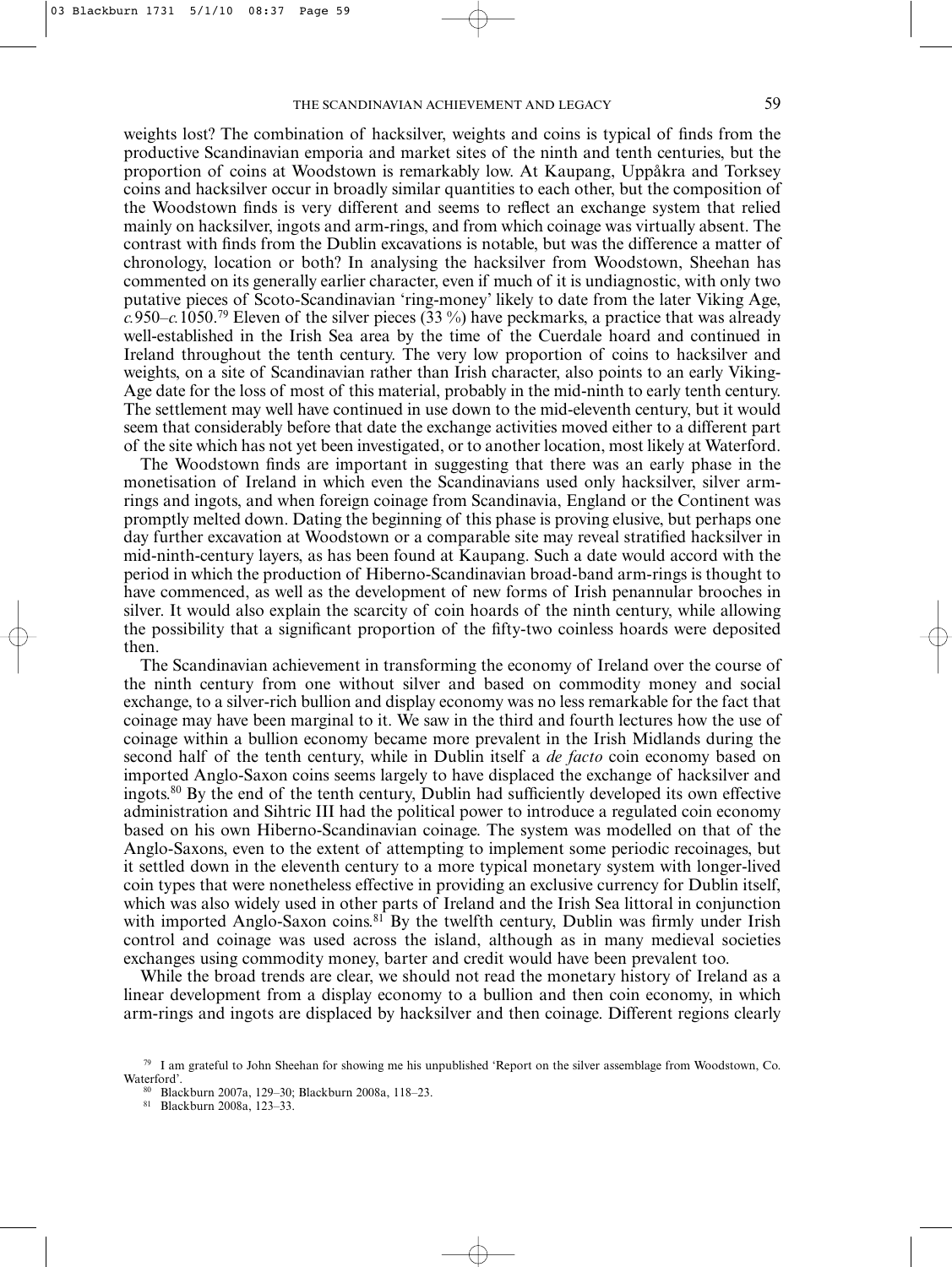weights lost? The combination of hacksilver, weights and coins is typical of finds from the productive Scandinavian emporia and market sites of the ninth and tenth centuries, but the proportion of coins at Woodstown is remarkably low. At Kaupang, Uppåkra and Torksey coins and hacksilver occur in broadly similar quantities to each other, but the composition of the Woodstown finds is very different and seems to reflect an exchange system that relied mainly on hacksilver, ingots and arm-rings, and from which coinage was virtually absent. The contrast with finds from the Dublin excavations is notable, but was the difference a matter of chronology, location or both? In analysing the hacksilver from Woodstown, Sheehan has commented on its generally earlier character, even if much of it is undiagnostic, with only two putative pieces of Scoto-Scandinavian 'ring-money' likely to date from the later Viking Age, *c.*950–*c.*1050.[79] Eleven of the silver pieces (33 %) have peckmarks, a practice that was already well-established in the Irish Sea area by the time of the Cuerdale hoard and continued in Ireland throughout the tenth century. The very low proportion of coins to hacksilver and weights, on a site of Scandinavian rather than Irish character, also points to an early Viking-Age date for the loss of most of this material, probably in the mid-ninth to early tenth century. The settlement may well have continued in use down to the mid-eleventh century, but it would seem that considerably before that date the exchange activities moved either to a different part of the site which has not yet been investigated, or to another location, most likely at Waterford.

The Woodstown finds are important in suggesting that there was an early phase in the monetisation of Ireland in which even the Scandinavians used only hacksilver, silver arm-rings and ingots, and when foreign coinage from Scandinavia, England or the Continent was promptly melted down. Dating the beginning of this phase is proving elusive, but perhaps one day further excavation at Woodstown or a comparable site may reveal stratified hacksilver in mid-ninth-century layers, as has been found at Kaupang. Such a date would accord with the period in which the production of Hiberno-Scandinavian broad-band arm-rings is thought to have commenced, as well as the development of new forms of Irish penannular brooches in silver. It would also explain the scarcity of coin hoards of the ninth century, while allowing the possibility that a significant proportion of the fifty-two coinless hoards were deposited then.

The Scandinavian achievement in transforming the economy of Ireland over the course of the ninth century from one without silver and based on commodity money and social exchange, to a silver-rich bullion and display economy was no less remarkable for the fact that coinage may have been marginal to it. We saw in the third and fourth lectures how the use of coinage within a bullion economy became more prevalent in the Irish Midlands during the second half of the tenth century, while in Dublin itself a *de facto* coin economy based on imported Anglo-Saxon coins seems largely to have displaced the exchange of hacksilver and ingots.[80] By the end of the tenth century, Dublin had sufficiently developed its own effective administration and Sihtric III had the political power to introduce a regulated coin economy based on his own Hiberno-Scandinavian coinage. The system was modelled on that of the Anglo-Saxons, even to the extent of attempting to implement some periodic recoinages, but it settled down in the eleventh century to a more typical monetary system with longer-lived coin types that were nonetheless effective in providing an exclusive currency for Dublin itself, which was also widely used in other parts of Ireland and the Irish Sea littoral in conjunction with imported Anglo-Saxon coins.[81] By the twelfth century, Dublin was firmly under Irish control and coinage was used across the island, although as in many medieval societies exchanges using commodity money, barter and credit would have been prevalent too.

While the broad trends are clear, we should not read the monetary history of Ireland as a linear development from a display economy to a bullion and then coin economy, in which arm-rings and ingots are displaced by hacksilver and then coinage. Different regions clearly

[79] I am grateful to John Sheehan for showing me his unpublished 'Report on the silver assemblage from Woodstown, Co. Waterford'.

[80] Blackburn 2007a, 129–30; Blackburn 2008a, 118–23.

[81] Blackburn 2008a, 123–33.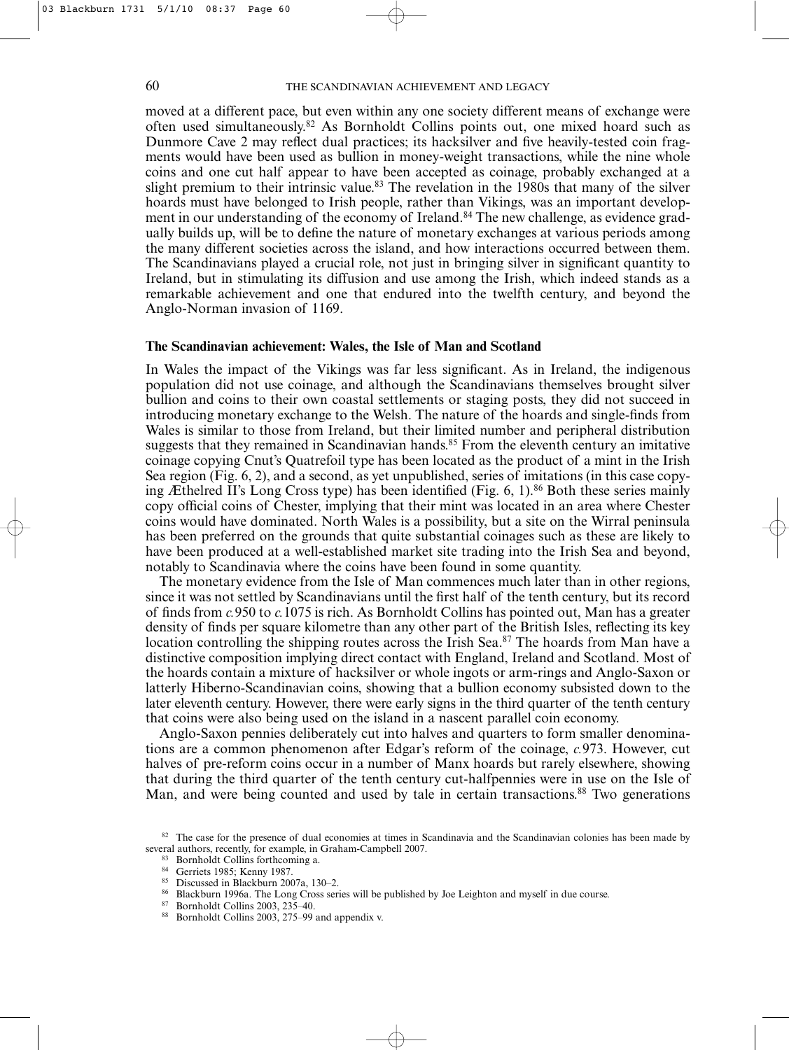moved at a different pace, but even within any one society different means of exchange were often used simultaneously.[82] As Bornholdt Collins points out, one mixed hoard such as Dunmore Cave 2 may reflect dual practices; its hacksilver and five heavily-tested coin fragments would have been used as bullion in money-weight transactions, while the nine whole coins and one cut half appear to have been accepted as coinage, probably exchanged at a slight premium to their intrinsic value.[83] The revelation in the 1980s that many of the silver hoards must have belonged to Irish people, rather than Vikings, was an important development in our understanding of the economy of Ireland.[84] The new challenge, as evidence gradually builds up, will be to define the nature of monetary exchanges at various periods among the many different societies across the island, and how interactions occurred between them. The Scandinavians played a crucial role, not just in bringing silver in significant quantity to Ireland, but in stimulating its diffusion and use among the Irish, which indeed stands as a remarkable achievement and one that endured into the twelfth century, and beyond the Anglo-Norman invasion of 1169.

**The Scandinavian achievement: Wales, the Isle of Man and Scotland**

In Wales the impact of the Vikings was far less significant. As in Ireland, the indigenous population did not use coinage, and although the Scandinavians themselves brought silver bullion and coins to their own coastal settlements or staging posts, they did not succeed in introducing monetary exchange to the Welsh. The nature of the hoards and single-finds from Wales is similar to those from Ireland, but their limited number and peripheral distribution suggests that they remained in Scandinavian hands.[85] From the eleventh century an imitative coinage copying Cnut's Quatrefoil type has been located as the product of a mint in the Irish Sea region (Fig. 6, 2), and a second, as yet unpublished, series of imitations (in this case copying Æthelred II's Long Cross type) has been identified (Fig. 6, 1).[86] Both these series mainly copy official coins of Chester, implying that their mint was located in an area where Chester coins would have dominated. North Wales is a possibility, but a site on the Wirral peninsula has been preferred on the grounds that quite substantial coinages such as these are likely to have been produced at a well-established market site trading into the Irish Sea and beyond, notably to Scandinavia where the coins have been found in some quantity.

The monetary evidence from the Isle of Man commences much later than in other regions, since it was not settled by Scandinavians until the first half of the tenth century, but its record of finds from *c.*950 to *c.*1075 is rich. As Bornholdt Collins has pointed out, Man has a greater density of finds per square kilometre than any other part of the British Isles, reflecting its key location controlling the shipping routes across the Irish Sea.[87] The hoards from Man have a distinctive composition implying direct contact with England, Ireland and Scotland. Most of the hoards contain a mixture of hacksilver or whole ingots or arm-rings and Anglo-Saxon or latterly Hiberno-Scandinavian coins, showing that a bullion economy subsisted down to the later eleventh century. However, there were early signs in the third quarter of the tenth century that coins were also being used on the island in a nascent parallel coin economy.

Anglo-Saxon pennies deliberately cut into halves and quarters to form smaller denominations are a common phenomenon after Edgar's reform of the coinage, *c.*973. However, cut halves of pre-reform coins occur in a number of Manx hoards but rarely elsewhere, showing that during the third quarter of the tenth century cut-halfpennies were in use on the Isle of Man, and were being counted and used by tale in certain transactions.[88] Two generations

[82] The case for the presence of dual economies at times in Scandinavia and the Scandinavian colonies has been made by several authors, recently, for example, in Graham-Campbell 2007.

[83] Bornholdt Collins forthcoming a.

[84] Gerriets 1985; Kenny 1987.

[85] Discussed in Blackburn 2007a, 130–2.

[86] Blackburn 1996a. The Long Cross series will be published by Joe Leighton and myself in due course.

[87] Bornholdt Collins 2003, 235–40.

[88] Bornholdt Collins 2003, 275–99 and appendix v.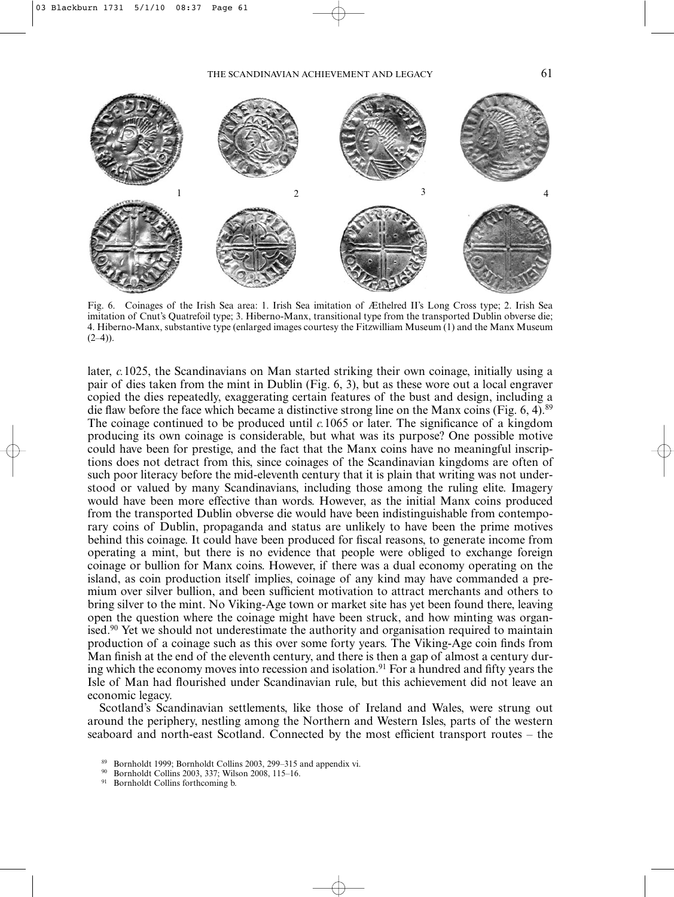Fig. 6. Coinages of the Irish Sea area: 1. Irish Sea imitation of Æthelred II's Long Cross type; 2. Irish Sea imitation of Cnut's Quatrefoil type; 3. Hiberno-Manx, transitional type from the transported Dublin obverse die; 4. Hiberno-Manx, substantive type (enlarged images courtesy the Fitzwilliam Museum (1) and the Manx Museum (2–4)).

later, *c.*1025, the Scandinavians on Man started striking their own coinage, initially using a pair of dies taken from the mint in Dublin (Fig. 6, 3), but as these wore out a local engraver copied the dies repeatedly, exaggerating certain features of the bust and design, including a die flaw before the face which became a distinctive strong line on the Manx coins (Fig. 6, 4).[89] The coinage continued to be produced until *c.*1065 or later. The significance of a kingdom producing its own coinage is considerable, but what was its purpose? One possible motive could have been for prestige, and the fact that the Manx coins have no meaningful inscriptions does not detract from this, since coinages of the Scandinavian kingdoms are often of such poor literacy before the mid-eleventh century that it is plain that writing was not understood or valued by many Scandinavians, including those among the ruling elite. Imagery would have been more effective than words. However, as the initial Manx coins produced from the transported Dublin obverse die would have been indistinguishable from contemporary coins of Dublin, propaganda and status are unlikely to have been the prime motives behind this coinage. It could have been produced for fiscal reasons, to generate income from operating a mint, but there is no evidence that people were obliged to exchange foreign coinage or bullion for Manx coins. However, if there was a dual economy operating on the island, as coin production itself implies, coinage of any kind may have commanded a premium over silver bullion, and been sufficient motivation to attract merchants and others to bring silver to the mint. No Viking-Age town or market site has yet been found there, leaving open the question where the coinage might have been struck, and how minting was organised.[90] Yet we should not underestimate the authority and organisation required to maintain production of a coinage such as this over some forty years. The Viking-Age coin finds from Man finish at the end of the eleventh century, and there is then a gap of almost a century during which the economy moves into recession and isolation.[91] For a hundred and fifty years the Isle of Man had flourished under Scandinavian rule, but this achievement did not leave an economic legacy.

Scotland's Scandinavian settlements, like those of Ireland and Wales, were strung out around the periphery, nestling among the Northern and Western Isles, parts of the western seaboard and north-east Scotland. Connected by the most efficient transport routes – the

[89] Bornholdt 1999; Bornholdt Collins 2003, 299–315 and appendix vi.

[90] Bornholdt Collins 2003, 337; Wilson 2008, 115–16.

[91] Bornholdt Collins forthcoming b.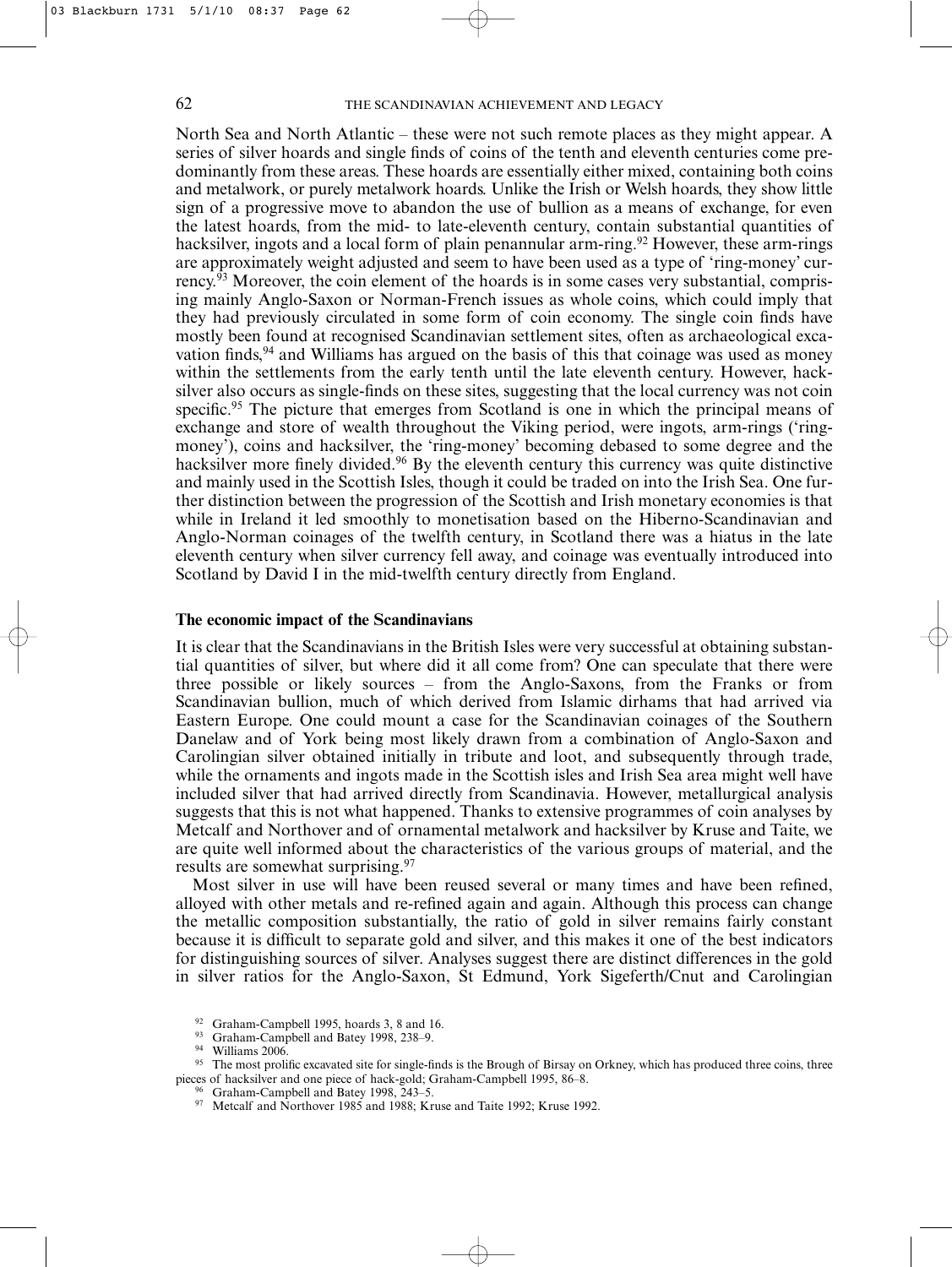North Sea and North Atlantic – these were not such remote places as they might appear. A series of silver hoards and single finds of coins of the tenth and eleventh centuries come predominantly from these areas. These hoards are essentially either mixed, containing both coins and metalwork, or purely metalwork hoards. Unlike the Irish or Welsh hoards, they show little sign of a progressive move to abandon the use of bullion as a means of exchange, for even the latest hoards, from the mid- to late-eleventh century, contain substantial quantities of hacksilver, ingots and a local form of plain penannular arm-ring.[92] However, these arm-rings are approximately weight adjusted and seem to have been used as a type of 'ring-money' currency.[93] Moreover, the coin element of the hoards is in some cases very substantial, comprising mainly Anglo-Saxon or Norman-French issues as whole coins, which could imply that they had previously circulated in some form of coin economy. The single coin finds have mostly been found at recognised Scandinavian settlement sites, often as archaeological excavation finds,[94] and Williams has argued on the basis of this that coinage was used as money within the settlements from the early tenth until the late eleventh century. However, hacksilver also occurs as single-finds on these sites, suggesting that the local currency was not coin specific.[95] The picture that emerges from Scotland is one in which the principal means of exchange and store of wealth throughout the Viking period, were ingots, arm-rings ('ring-money'), coins and hacksilver, the 'ring-money' becoming debased to some degree and the hacksilver more finely divided.[96] By the eleventh century this currency was quite distinctive and mainly used in the Scottish Isles, though it could be traded on into the Irish Sea. One further distinction between the progression of the Scottish and Irish monetary economies is that while in Ireland it led smoothly to monetisation based on the Hiberno-Scandinavian and Anglo-Norman coinages of the twelfth century, in Scotland there was a hiatus in the late eleventh century when silver currency fell away, and coinage was eventually introduced into Scotland by David I in the mid-twelfth century directly from England.

**The economic impact of the Scandinavians**

It is clear that the Scandinavians in the British Isles were very successful at obtaining substantial quantities of silver, but where did it all come from? One can speculate that there were three possible or likely sources – from the Anglo-Saxons, from the Franks or from Scandinavian bullion, much of which derived from Islamic dirhams that had arrived via Eastern Europe. One could mount a case for the Scandinavian coinages of the Southern Danelaw and of York being most likely drawn from a combination of Anglo-Saxon and Carolingian silver obtained initially in tribute and loot, and subsequently through trade, while the ornaments and ingots made in the Scottish isles and Irish Sea area might well have included silver that had arrived directly from Scandinavia. However, metallurgical analysis suggests that this is not what happened. Thanks to extensive programmes of coin analyses by Metcalf and Northover and of ornamental metalwork and hacksilver by Kruse and Taite, we are quite well informed about the characteristics of the various groups of material, and the results are somewhat surprising.[97]

Most silver in use will have been reused several or many times and have been refined, alloyed with other metals and re-refined again and again. Although this process can change the metallic composition substantially, the ratio of gold in silver remains fairly constant because it is difficult to separate gold and silver, and this makes it one of the best indicators for distinguishing sources of silver. Analyses suggest there are distinct differences in the gold in silver ratios for the Anglo-Saxon, St Edmund, York Sigeferth/Cnut and Carolingian

[92] Graham-Campbell 1995, hoards 3, 8 and 16.

[93] Graham-Campbell and Batey 1998, 238–9.

[94] Williams 2006.

[95] The most prolific excavated site for single-finds is the Brough of Birsay on Orkney, which has produced three coins, three pieces of hacksilver and one piece of hack-gold; Graham-Campbell 1995, 86–8.

[96] Graham-Campbell and Batey 1998, 243–5.

[97] Metcalf and Northover 1985 and 1988; Kruse and Taite 1992; Kruse 1992.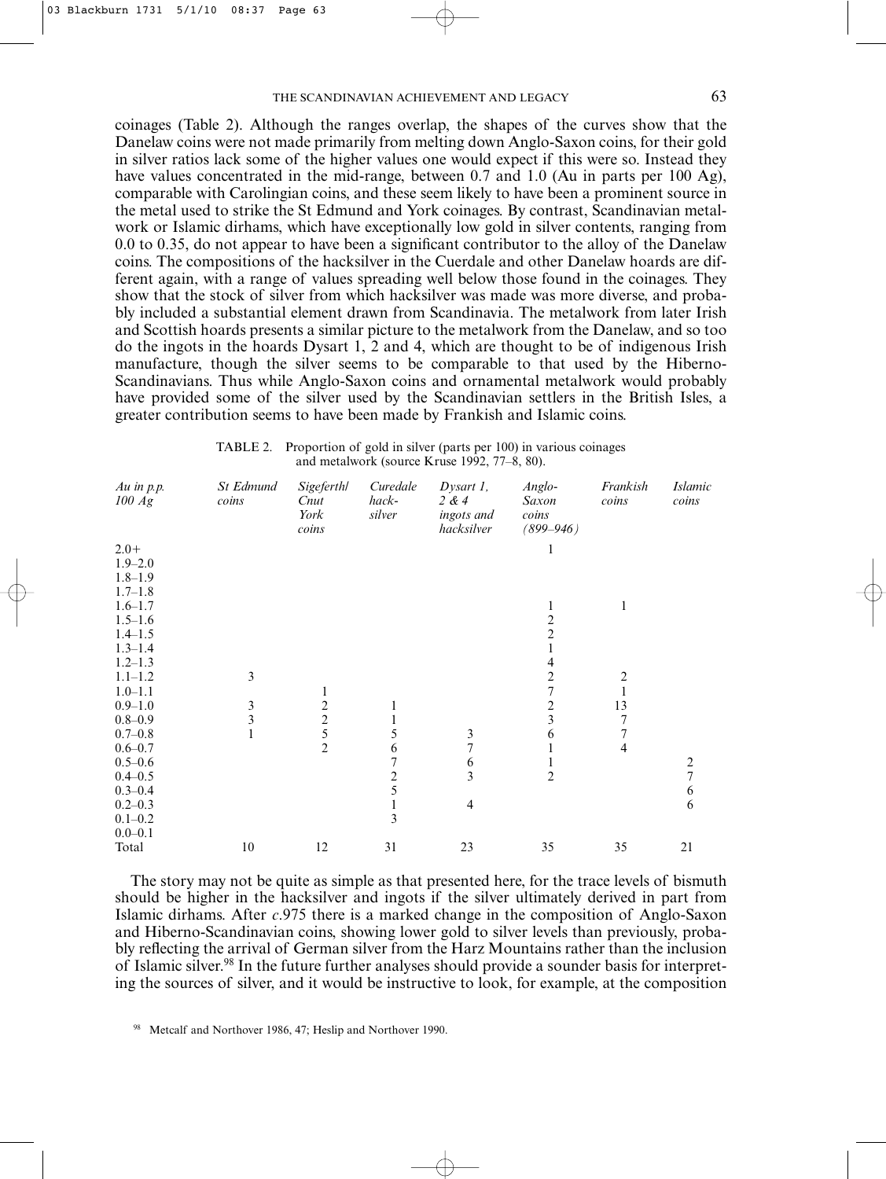coinages (Table 2). Although the ranges overlap, the shapes of the curves show that the Danelaw coins were not made primarily from melting down Anglo-Saxon coins, for their gold in silver ratios lack some of the higher values one would expect if this were so. Instead they have values concentrated in the mid-range, between 0.7 and 1.0 (Au in parts per 100 Ag), comparable with Carolingian coins, and these seem likely to have been a prominent source in the metal used to strike the St Edmund and York coinages. By contrast, Scandinavian metalwork or Islamic dirhams, which have exceptionally low gold in silver contents, ranging from 0.0 to 0.35, do not appear to have been a significant contributor to the alloy of the Danelaw coins. The compositions of the hacksilver in the Cuerdale and other Danelaw hoards are different again, with a range of values spreading well below those found in the coinages. They show that the stock of silver from which hacksilver was made was more diverse, and probably included a substantial element drawn from Scandinavia. The metalwork from later Irish and Scottish hoards presents a similar picture to the metalwork from the Danelaw, and so too do the ingots in the hoards Dysart 1, 2 and 4, which are thought to be of indigenous Irish manufacture, though the silver seems to be comparable to that used by the Hiberno-Scandinavians. Thus while Anglo-Saxon coins and ornamental metalwork would probably have provided some of the silver used by the Scandinavian settlers in the British Isles, a greater contribution seems to have been made by Frankish and Islamic coins.

TABLE 2. Proportion of gold in silver (parts per 100) in various coinages and metalwork (source Kruse 1992, 77–8, 80).

| *Au in p.p. 100 Ag* | *St Edmund coins* | *Sigeferth/ Cnut York coins* | *Curedale hack-silver* | *Dysart 1, 2 & 4 ingots and hacksilver* | *Anglo-Saxon coins (899–946)* | *Frankish coins* | *Islamic coins* |
|---|---|---|---|---|---|---|---|
| 2.0+ | | | | | 1 | | |
| 1.9–2.0 | | | | | | | |
| 1.8–1.9 | | | | | | | |
| 1.7–1.8 | | | | | | | |
| 1.6–1.7 | | | | | 1 | 1 | |
| 1.5–1.6 | | | | | 2 | | |
| 1.4–1.5 | | | | | 2 | | |
| 1.3–1.4 | | | | | 1 | | |
| 1.2–1.3 | | | | | 4 | | |
| 1.1–1.2 | 3 | | | | 2 | 2 | |
| 1.0–1.1 | | 1 | | | 7 | 1 | |
| 0.9–1.0 | 3 | 2 | 1 | | 2 | 13 | |
| 0.8–0.9 | 3 | 2 | 1 | | 3 | 7 | |
| 0.7–0.8 | 1 | 5 | 5 | 3 | 6 | 7 | |
| 0.6–0.7 | | 2 | 6 | 7 | 1 | 4 | |
| 0.5–0.6 | | | 7 | 6 | 1 | | 2 |
| 0.4–0.5 | | | 2 | 3 | 2 | | 7 |
| 0.3–0.4 | | | 5 | | | | 6 |
| 0.2–0.3 | | | 1 | 4 | | | 6 |
| 0.1–0.2 | | | 3 | | | | |
| 0.0–0.1 | | | | | | | |
| Total | 10 | 12 | 31 | 23 | 35 | 35 | 21 |

The story may not be quite as simple as that presented here, for the trace levels of bismuth should be higher in the hacksilver and ingots if the silver ultimately derived in part from Islamic dirhams. After *c*.975 there is a marked change in the composition of Anglo-Saxon and Hiberno-Scandinavian coins, showing lower gold to silver levels than previously, probably reflecting the arrival of German silver from the Harz Mountains rather than the inclusion of Islamic silver.[98] In the future further analyses should provide a sounder basis for interpreting the sources of silver, and it would be instructive to look, for example, at the composition

[98] Metcalf and Northover 1986, 47; Heslip and Northover 1990.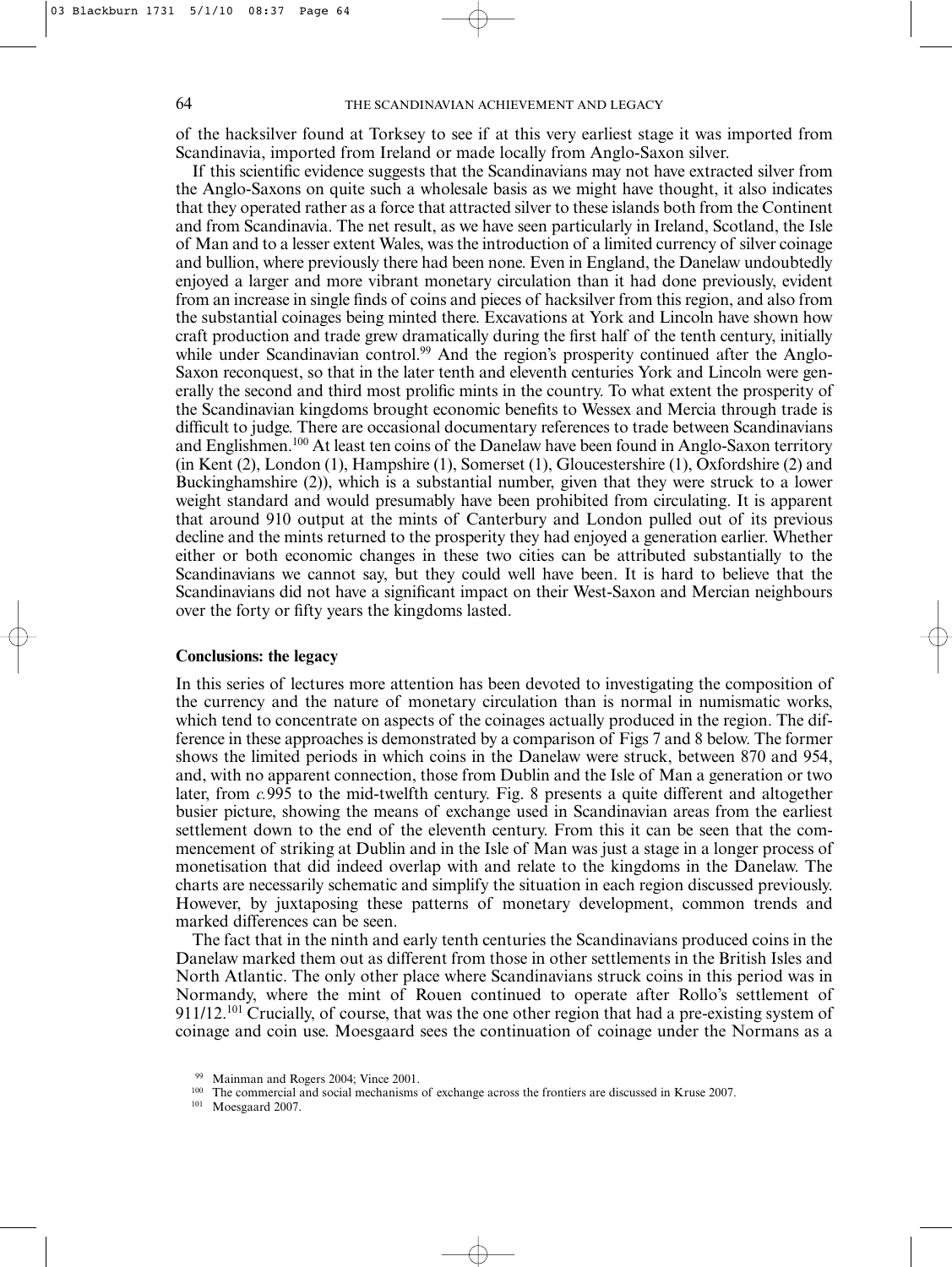of the hacksilver found at Torksey to see if at this very earliest stage it was imported from Scandinavia, imported from Ireland or made locally from Anglo-Saxon silver.

If this scientific evidence suggests that the Scandinavians may not have extracted silver from the Anglo-Saxons on quite such a wholesale basis as we might have thought, it also indicates that they operated rather as a force that attracted silver to these islands both from the Continent and from Scandinavia. The net result, as we have seen particularly in Ireland, Scotland, the Isle of Man and to a lesser extent Wales, was the introduction of a limited currency of silver coinage and bullion, where previously there had been none. Even in England, the Danelaw undoubtedly enjoyed a larger and more vibrant monetary circulation than it had done previously, evident from an increase in single finds of coins and pieces of hacksilver from this region, and also from the substantial coinages being minted there. Excavations at York and Lincoln have shown how craft production and trade grew dramatically during the first half of the tenth century, initially while under Scandinavian control.[99] And the region's prosperity continued after the Anglo-Saxon reconquest, so that in the later tenth and eleventh centuries York and Lincoln were generally the second and third most prolific mints in the country. To what extent the prosperity of the Scandinavian kingdoms brought economic benefits to Wessex and Mercia through trade is difficult to judge. There are occasional documentary references to trade between Scandinavians and Englishmen.[100] At least ten coins of the Danelaw have been found in Anglo-Saxon territory (in Kent (2), London (1), Hampshire (1), Somerset (1), Gloucestershire (1), Oxfordshire (2) and Buckinghamshire (2)), which is a substantial number, given that they were struck to a lower weight standard and would presumably have been prohibited from circulating. It is apparent that around 910 output at the mints of Canterbury and London pulled out of its previous decline and the mints returned to the prosperity they had enjoyed a generation earlier. Whether either or both economic changes in these two cities can be attributed substantially to the Scandinavians we cannot say, but they could well have been. It is hard to believe that the Scandinavians did not have a significant impact on their West-Saxon and Mercian neighbours over the forty or fifty years the kingdoms lasted.

### Conclusions: the legacy

In this series of lectures more attention has been devoted to investigating the composition of the currency and the nature of monetary circulation than is normal in numismatic works, which tend to concentrate on aspects of the coinages actually produced in the region. The difference in these approaches is demonstrated by a comparison of Figs 7 and 8 below. The former shows the limited periods in which coins in the Danelaw were struck, between 870 and 954, and, with no apparent connection, those from Dublin and the Isle of Man a generation or two later, from *c.*995 to the mid-twelfth century. Fig. 8 presents a quite different and altogether busier picture, showing the means of exchange used in Scandinavian areas from the earliest settlement down to the end of the eleventh century. From this it can be seen that the commencement of striking at Dublin and in the Isle of Man was just a stage in a longer process of monetisation that did indeed overlap with and relate to the kingdoms in the Danelaw. The charts are necessarily schematic and simplify the situation in each region discussed previously. However, by juxtaposing these patterns of monetary development, common trends and marked differences can be seen.

The fact that in the ninth and early tenth centuries the Scandinavians produced coins in the Danelaw marked them out as different from those in other settlements in the British Isles and North Atlantic. The only other place where Scandinavians struck coins in this period was in Normandy, where the mint of Rouen continued to operate after Rollo's settlement of 911/12.[101] Crucially, of course, that was the one other region that had a pre-existing system of coinage and coin use. Moesgaard sees the continuation of coinage under the Normans as a

[99] Mainman and Rogers 2004; Vince 2001.

[100] The commercial and social mechanisms of exchange across the frontiers are discussed in Kruse 2007.

[101] Moesgaard 2007.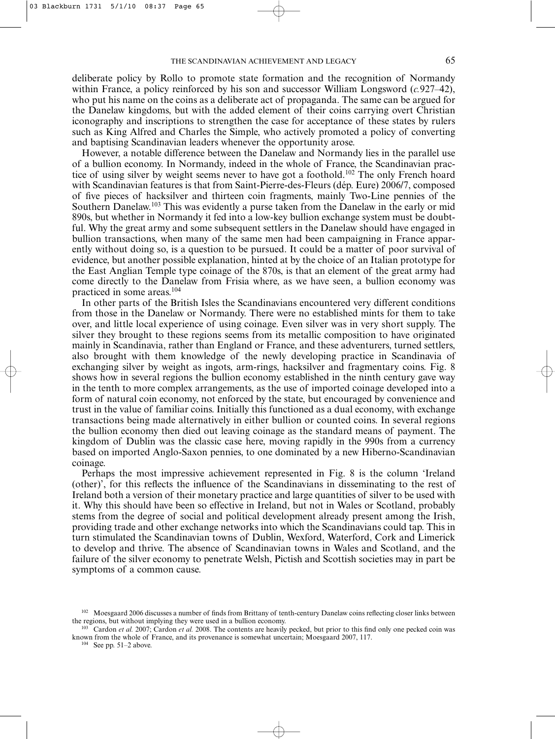deliberate policy by Rollo to promote state formation and the recognition of Normandy within France, a policy reinforced by his son and successor William Longsword (*c.*927–42), who put his name on the coins as a deliberate act of propaganda. The same can be argued for the Danelaw kingdoms, but with the added element of their coins carrying overt Christian iconography and inscriptions to strengthen the case for acceptance of these states by rulers such as King Alfred and Charles the Simple, who actively promoted a policy of converting and baptising Scandinavian leaders whenever the opportunity arose.

However, a notable difference between the Danelaw and Normandy lies in the parallel use of a bullion economy. In Normandy, indeed in the whole of France, the Scandinavian practice of using silver by weight seems never to have got a foothold.[102] The only French hoard with Scandinavian features is that from Saint-Pierre-des-Fleurs (dép. Eure) 2006/7, composed of five pieces of hacksilver and thirteen coin fragments, mainly Two-Line pennies of the Southern Danelaw.[103] This was evidently a purse taken from the Danelaw in the early or mid 890s, but whether in Normandy it fed into a low-key bullion exchange system must be doubtful. Why the great army and some subsequent settlers in the Danelaw should have engaged in bullion transactions, when many of the same men had been campaigning in France apparently without doing so, is a question to be pursued. It could be a matter of poor survival of evidence, but another possible explanation, hinted at by the choice of an Italian prototype for the East Anglian Temple type coinage of the 870s, is that an element of the great army had come directly to the Danelaw from Frisia where, as we have seen, a bullion economy was practiced in some areas.[104]

In other parts of the British Isles the Scandinavians encountered very different conditions from those in the Danelaw or Normandy. There were no established mints for them to take over, and little local experience of using coinage. Even silver was in very short supply. The silver they brought to these regions seems from its metallic composition to have originated mainly in Scandinavia, rather than England or France, and these adventurers, turned settlers, also brought with them knowledge of the newly developing practice in Scandinavia of exchanging silver by weight as ingots, arm-rings, hacksilver and fragmentary coins. Fig. 8 shows how in several regions the bullion economy established in the ninth century gave way in the tenth to more complex arrangements, as the use of imported coinage developed into a form of natural coin economy, not enforced by the state, but encouraged by convenience and trust in the value of familiar coins. Initially this functioned as a dual economy, with exchange transactions being made alternatively in either bullion or counted coins. In several regions the bullion economy then died out leaving coinage as the standard means of payment. The kingdom of Dublin was the classic case here, moving rapidly in the 990s from a currency based on imported Anglo-Saxon pennies, to one dominated by a new Hiberno-Scandinavian coinage.

Perhaps the most impressive achievement represented in Fig. 8 is the column 'Ireland (other)', for this reflects the influence of the Scandinavians in disseminating to the rest of Ireland both a version of their monetary practice and large quantities of silver to be used with it. Why this should have been so effective in Ireland, but not in Wales or Scotland, probably stems from the degree of social and political development already present among the Irish, providing trade and other exchange networks into which the Scandinavians could tap. This in turn stimulated the Scandinavian towns of Dublin, Wexford, Waterford, Cork and Limerick to develop and thrive. The absence of Scandinavian towns in Wales and Scotland, and the failure of the silver economy to penetrate Welsh, Pictish and Scottish societies may in part be symptoms of a common cause.

[102] Moesgaard 2006 discusses a number of finds from Brittany of tenth-century Danelaw coins reflecting closer links between the regions, but without implying they were used in a bullion economy.

[103] Cardon *et al.* 2007; Cardon *et al.* 2008. The contents are heavily pecked, but prior to this find only one pecked coin was known from the whole of France, and its provenance is somewhat uncertain; Moesgaard 2007, 117.

[104] See pp. 51–2 above.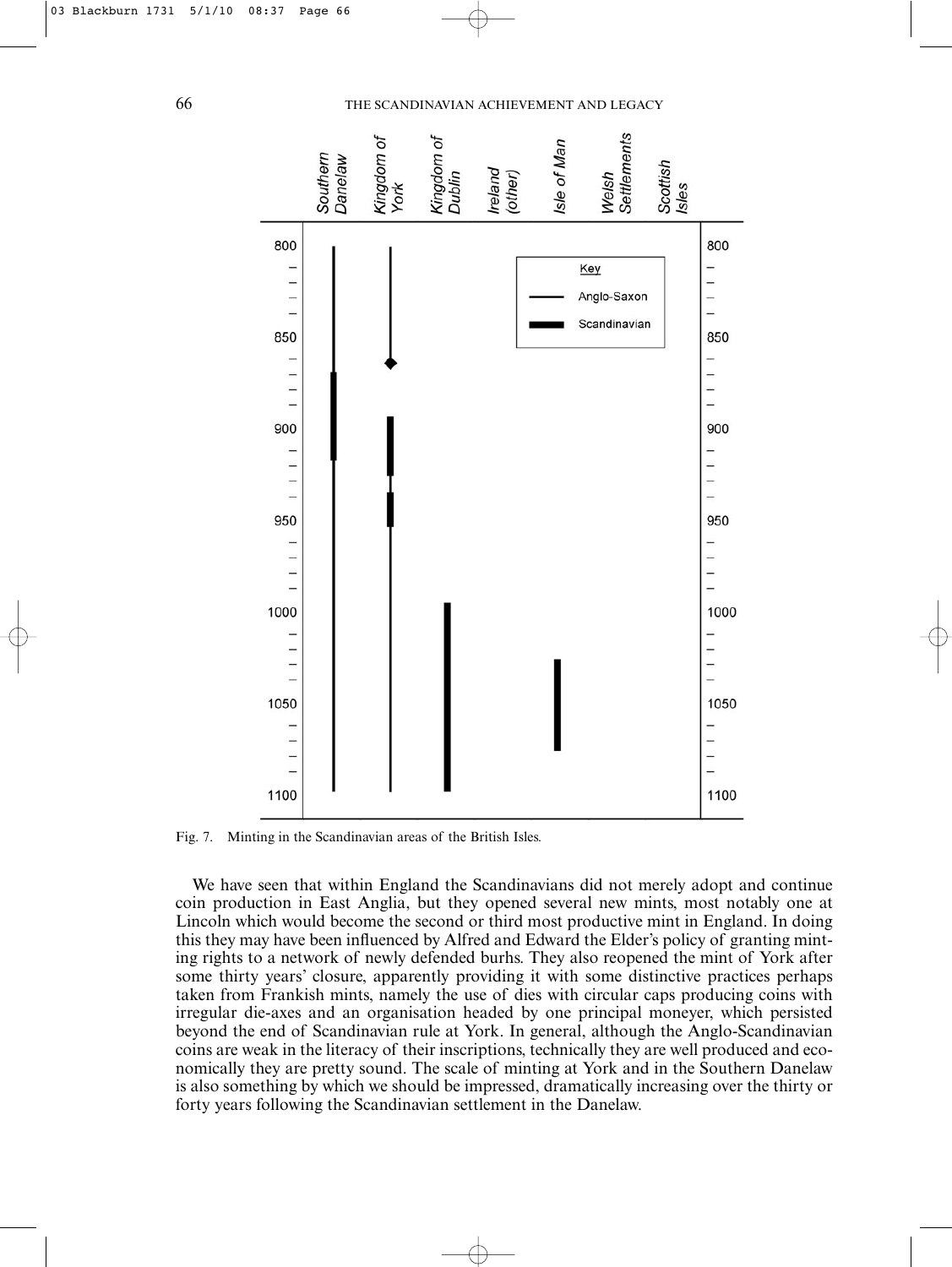Fig. 7. Minting in the Scandinavian areas of the British Isles.

We have seen that within England the Scandinavians did not merely adopt and continue coin production in East Anglia, but they opened several new mints, most notably one at Lincoln which would become the second or third most productive mint in England. In doing this they may have been influenced by Alfred and Edward the Elder's policy of granting minting rights to a network of newly defended burhs. They also reopened the mint of York after some thirty years' closure, apparently providing it with some distinctive practices perhaps taken from Frankish mints, namely the use of dies with circular caps producing coins with irregular die-axes and an organisation headed by one principal moneyer, which persisted beyond the end of Scandinavian rule at York. In general, although the Anglo-Scandinavian coins are weak in the literacy of their inscriptions, technically they are well produced and economically they are pretty sound. The scale of minting at York and in the Southern Danelaw is also something by which we should be impressed, dramatically increasing over the thirty or forty years following the Scandinavian settlement in the Danelaw.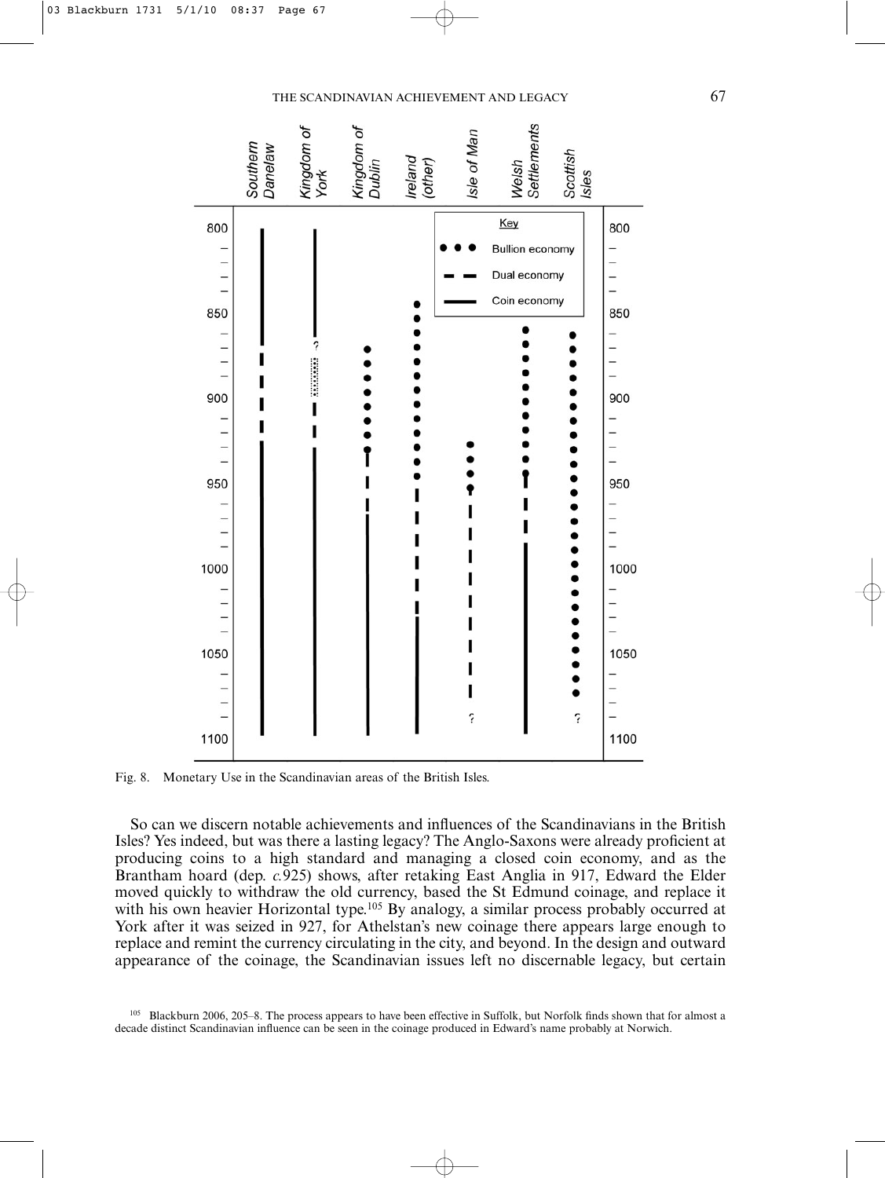Fig. 8. Monetary Use in the Scandinavian areas of the British Isles.

So can we discern notable achievements and influences of the Scandinavians in the British Isles? Yes indeed, but was there a lasting legacy? The Anglo-Saxons were already proficient at producing coins to a high standard and managing a closed coin economy, and as the Brantham hoard (dep. *c.*925) shows, after retaking East Anglia in 917, Edward the Elder moved quickly to withdraw the old currency, based the St Edmund coinage, and replace it with his own heavier Horizontal type.[105] By analogy, a similar process probably occurred at York after it was seized in 927, for Athelstan's new coinage there appears large enough to replace and remint the currency circulating in the city, and beyond. In the design and outward appearance of the coinage, the Scandinavian issues left no discernable legacy, but certain

[105] Blackburn 2006, 205–8. The process appears to have been effective in Suffolk, but Norfolk finds shown that for almost a decade distinct Scandinavian influence can be seen in the coinage produced in Edward's name probably at Norwich.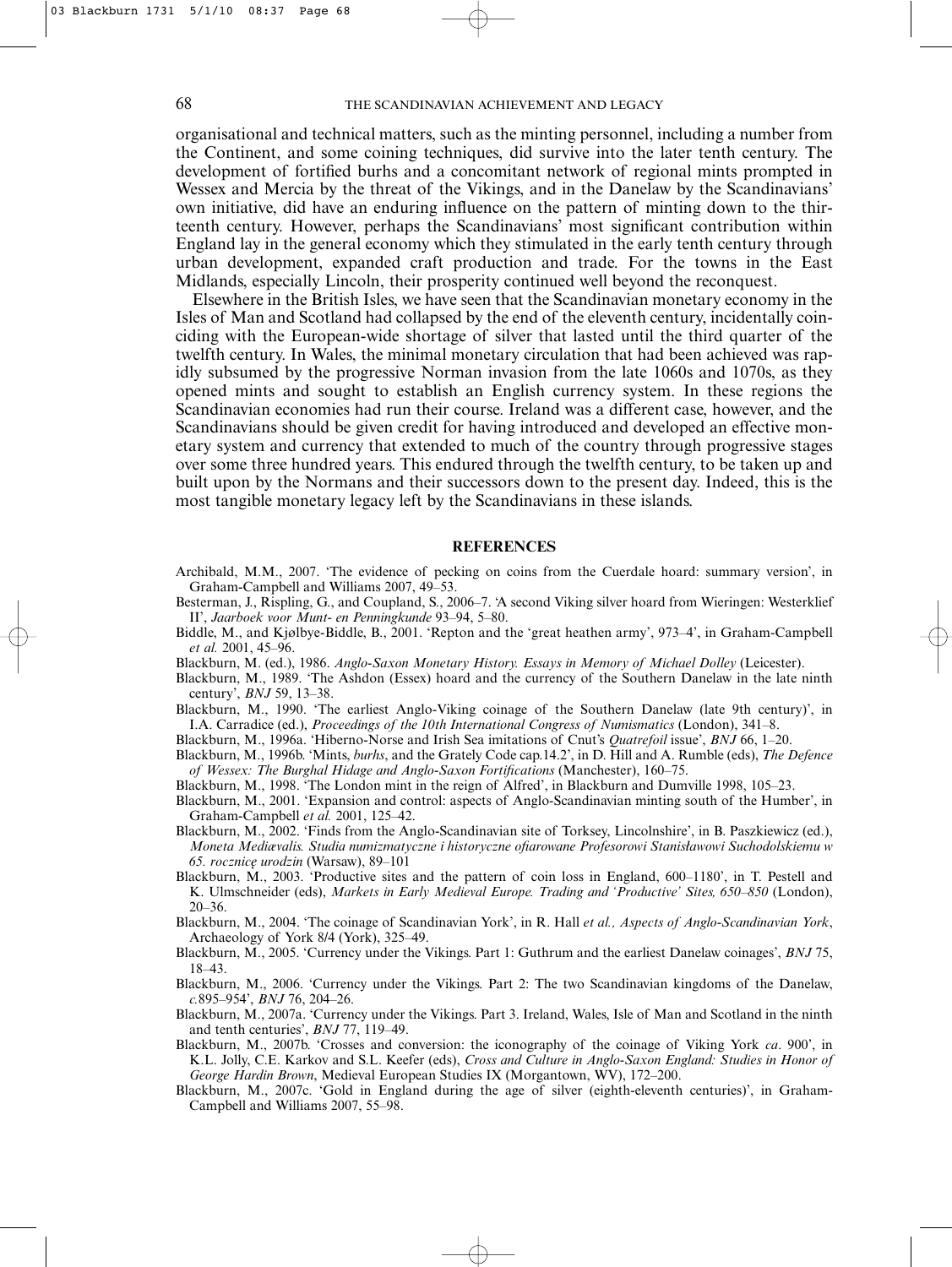organisational and technical matters, such as the minting personnel, including a number from the Continent, and some coining techniques, did survive into the later tenth century. The development of fortified burhs and a concomitant network of regional mints prompted in Wessex and Mercia by the threat of the Vikings, and in the Danelaw by the Scandinavians' own initiative, did have an enduring influence on the pattern of minting down to the thirteenth century. However, perhaps the Scandinavians' most significant contribution within England lay in the general economy which they stimulated in the early tenth century through urban development, expanded craft production and trade. For the towns in the East Midlands, especially Lincoln, their prosperity continued well beyond the reconquest.

Elsewhere in the British Isles, we have seen that the Scandinavian monetary economy in the Isles of Man and Scotland had collapsed by the end of the eleventh century, incidentally coinciding with the European-wide shortage of silver that lasted until the third quarter of the twelfth century. In Wales, the minimal monetary circulation that had been achieved was rapidly subsumed by the progressive Norman invasion from the late 1060s and 1070s, as they opened mints and sought to establish an English currency system. In these regions the Scandinavian economies had run their course. Ireland was a different case, however, and the Scandinavians should be given credit for having introduced and developed an effective monetary system and currency that extended to much of the country through progressive stages over some three hundred years. This endured through the twelfth century, to be taken up and built upon by the Normans and their successors down to the present day. Indeed, this is the most tangible monetary legacy left by the Scandinavians in these islands.

## REFERENCES

Archibald, M.M., 2007. 'The evidence of pecking on coins from the Cuerdale hoard: summary version', in Graham-Campbell and Williams 2007, 49–53.

Besterman, J., Rispling, G., and Coupland, S., 2006–7. 'A second Viking silver hoard from Wieringen: Westerklief II', *Jaarboek voor Munt- en Penningkunde* 93–94, 5–80.

Biddle, M., and Kjølbye-Biddle, B., 2001. 'Repton and the 'great heathen army', 973–4', in Graham-Campbell *et al.* 2001, 45–96.

Blackburn, M. (ed.), 1986. *Anglo-Saxon Monetary History. Essays in Memory of Michael Dolley* (Leicester).

Blackburn, M., 1989. 'The Ashdon (Essex) hoard and the currency of the Southern Danelaw in the late ninth century', *BNJ* 59, 13–38.

Blackburn, M., 1990. 'The earliest Anglo-Viking coinage of the Southern Danelaw (late 9th century)', in I.A. Carradice (ed.), *Proceedings of the 10th International Congress of Numismatics* (London), 341–8.

Blackburn, M., 1996a. 'Hiberno-Norse and Irish Sea imitations of Cnut's *Quatrefoil* issue', *BNJ* 66, 1–20.

Blackburn, M., 1996b. 'Mints, *burhs*, and the Grately Code cap.14.2', in D. Hill and A. Rumble (eds), *The Defence of Wessex: The Burghal Hidage and Anglo-Saxon Fortifications* (Manchester), 160–75.

Blackburn, M., 1998. 'The London mint in the reign of Alfred', in Blackburn and Dumville 1998, 105–23.

Blackburn, M., 2001. 'Expansion and control: aspects of Anglo-Scandinavian minting south of the Humber', in Graham-Campbell *et al.* 2001, 125–42.

Blackburn, M., 2002. 'Finds from the Anglo-Scandinavian site of Torksey, Lincolnshire', in B. Paszkiewicz (ed.), *Moneta Mediævalis. Studia numizmatyczne i historyczne ofiarowane Profesorowi Stanisławowi Suchodolskiemu w 65. rocznicę urodzin* (Warsaw), 89–101

Blackburn, M., 2003. 'Productive sites and the pattern of coin loss in England, 600–1180', in T. Pestell and K. Ulmschneider (eds), *Markets in Early Medieval Europe. Trading and 'Productive' Sites, 650–850* (London), 20–36.

Blackburn, M., 2004. 'The coinage of Scandinavian York', in R. Hall *et al., Aspects of Anglo-Scandinavian York*, Archaeology of York 8/4 (York), 325–49.

Blackburn, M., 2005. 'Currency under the Vikings. Part 1: Guthrum and the earliest Danelaw coinages', *BNJ* 75, 18–43.

Blackburn, M., 2006. 'Currency under the Vikings. Part 2: The two Scandinavian kingdoms of the Danelaw, *c.*895–954', *BNJ* 76, 204–26.

Blackburn, M., 2007a. 'Currency under the Vikings. Part 3. Ireland, Wales, Isle of Man and Scotland in the ninth and tenth centuries', *BNJ* 77, 119–49.

Blackburn, M., 2007b. 'Crosses and conversion: the iconography of the coinage of Viking York *ca*. 900', in K.L. Jolly, C.E. Karkov and S.L. Keefer (eds), *Cross and Culture in Anglo-Saxon England: Studies in Honor of George Hardin Brown*, Medieval European Studies IX (Morgantown, WV), 172–200.

Blackburn, M., 2007c. 'Gold in England during the age of silver (eighth-eleventh centuries)', in Graham-Campbell and Williams 2007, 55–98.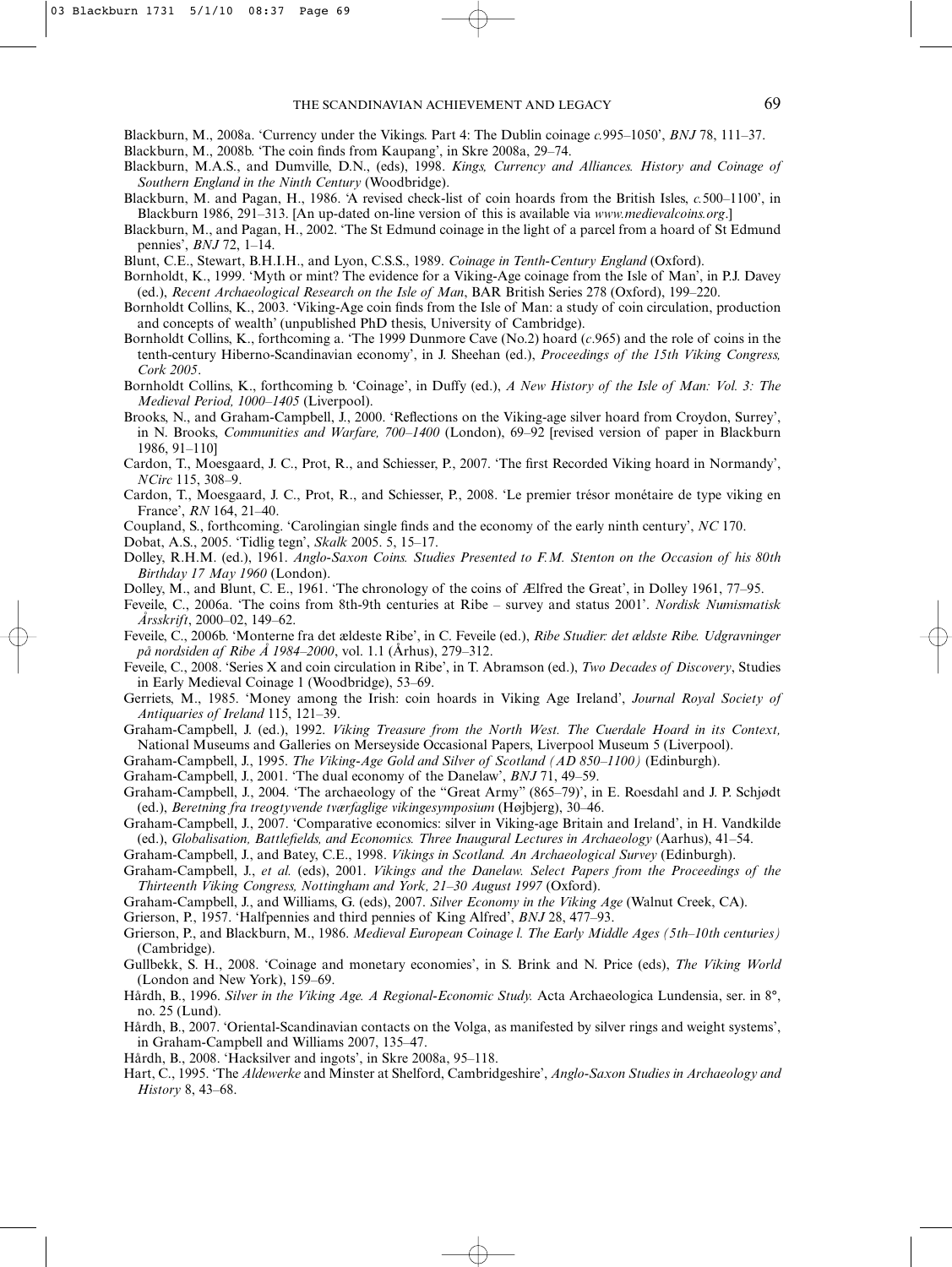Blackburn, M., 2008a. 'Currency under the Vikings. Part 4: The Dublin coinage *c.*995–1050', *BNJ* 78, 111–37.

Blackburn, M., 2008b. 'The coin finds from Kaupang', in Skre 2008a, 29–74.

Blackburn, M.A.S., and Dumville, D.N., (eds), 1998. *Kings, Currency and Alliances. History and Coinage of Southern England in the Ninth Century* (Woodbridge).

Blackburn, M. and Pagan, H., 1986. 'A revised check-list of coin hoards from the British Isles, *c.*500–1100', in Blackburn 1986, 291–313. [An up-dated on-line version of this is available via *www.medievalcoins.org*.]

Blackburn, M., and Pagan, H., 2002. 'The St Edmund coinage in the light of a parcel from a hoard of St Edmund pennies', *BNJ* 72, 1–14.

Blunt, C.E., Stewart, B.H.I.H., and Lyon, C.S.S., 1989. *Coinage in Tenth-Century England* (Oxford).

Bornholdt, K., 1999. 'Myth or mint? The evidence for a Viking-Age coinage from the Isle of Man', in P.J. Davey (ed.), *Recent Archaeological Research on the Isle of Man*, BAR British Series 278 (Oxford), 199–220.

Bornholdt Collins, K., 2003. 'Viking-Age coin finds from the Isle of Man: a study of coin circulation, production and concepts of wealth' (unpublished PhD thesis, University of Cambridge).

Bornholdt Collins, K., forthcoming a. 'The 1999 Dunmore Cave (No.2) hoard (*c.*965) and the role of coins in the tenth-century Hiberno-Scandinavian economy', in J. Sheehan (ed.), *Proceedings of the 15th Viking Congress, Cork 2005*.

Bornholdt Collins, K., forthcoming b. 'Coinage', in Duffy (ed.), *A New History of the Isle of Man: Vol. 3: The Medieval Period, 1000–1405* (Liverpool).

Brooks, N., and Graham-Campbell, J., 2000. 'Reflections on the Viking-age silver hoard from Croydon, Surrey', in N. Brooks, *Communities and Warfare, 700–1400* (London), 69–92 [revised version of paper in Blackburn 1986, 91–110]

Cardon, T., Moesgaard, J. C., Prot, R., and Schiesser, P., 2007. 'The first Recorded Viking hoard in Normandy', *NCirc* 115, 308–9.

Cardon, T., Moesgaard, J. C., Prot, R., and Schiesser, P., 2008. 'Le premier trésor monétaire de type viking en France', *RN* 164, 21–40.

Coupland, S., forthcoming. 'Carolingian single finds and the economy of the early ninth century', *NC* 170.

Dobat, A.S., 2005. 'Tidlig tegn', *Skalk* 2005. 5, 15–17.

Dolley, R.H.M. (ed.), 1961. *Anglo-Saxon Coins. Studies Presented to F.M. Stenton on the Occasion of his 80th Birthday 17 May 1960* (London).

Dolley, M., and Blunt, C. E., 1961. 'The chronology of the coins of Ælfred the Great', in Dolley 1961, 77–95.

Feveile, C., 2006a. 'The coins from 8th-9th centuries at Ribe – survey and status 2001'. *Nordisk Numismatisk Årsskrift*, 2000–02, 149–62.

Feveile, C., 2006b. 'Monterne fra det ældeste Ribe', in C. Feveile (ed.), *Ribe Studier: det ældste Ribe. Udgravninger på nordsiden af Ribe Å 1984–2000*, vol. 1.1 (Århus), 279–312.

Feveile, C., 2008. 'Series X and coin circulation in Ribe', in T. Abramson (ed.), *Two Decades of Discovery*, Studies in Early Medieval Coinage 1 (Woodbridge), 53–69.

Gerriets, M., 1985. 'Money among the Irish: coin hoards in Viking Age Ireland', *Journal Royal Society of Antiquaries of Ireland* 115, 121–39.

Graham-Campbell, J. (ed.), 1992. *Viking Treasure from the North West. The Cuerdale Hoard in its Context,* National Museums and Galleries on Merseyside Occasional Papers, Liverpool Museum 5 (Liverpool).

Graham-Campbell, J., 1995. *The Viking-Age Gold and Silver of Scotland (AD 850–1100)* (Edinburgh).

Graham-Campbell, J., 2001. 'The dual economy of the Danelaw', *BNJ* 71, 49–59.

Graham-Campbell, J., 2004. 'The archaeology of the "Great Army" (865–79)', in E. Roesdahl and J. P. Schjødt (ed.), *Beretning fra treogtyvende tværfaglige vikingesymposium* (Højbjerg), 30–46.

Graham-Campbell, J., 2007. 'Comparative economics: silver in Viking-age Britain and Ireland', in H. Vandkilde (ed.), *Globalisation, Battlefields, and Economics. Three Inaugural Lectures in Archaeology* (Aarhus), 41–54.

Graham-Campbell, J., and Batey, C.E., 1998. *Vikings in Scotland. An Archaeological Survey* (Edinburgh).

Graham-Campbell, J., *et al.* (eds), 2001. *Vikings and the Danelaw. Select Papers from the Proceedings of the Thirteenth Viking Congress, Nottingham and York, 21–30 August 1997* (Oxford).

Graham-Campbell, J., and Williams, G. (eds), 2007. *Silver Economy in the Viking Age* (Walnut Creek, CA).

Grierson, P., 1957. 'Halfpennies and third pennies of King Alfred', *BNJ* 28, 477–93.

Grierson, P., and Blackburn, M., 1986. *Medieval European Coinage l. The Early Middle Ages (5th–10th centuries)* (Cambridge).

Gullbekk, S. H., 2008. 'Coinage and monetary economies', in S. Brink and N. Price (eds), *The Viking World* (London and New York), 159–69.

Hårdh, B., 1996. *Silver in the Viking Age. A Regional-Economic Study.* Acta Archaeologica Lundensia, ser. in 8°, no. 25 (Lund).

Hårdh, B., 2007. 'Oriental-Scandinavian contacts on the Volga, as manifested by silver rings and weight systems', in Graham-Campbell and Williams 2007, 135–47.

Hårdh, B., 2008. 'Hacksilver and ingots', in Skre 2008a, 95–118.

Hart, C., 1995. 'The *Aldewerke* and Minster at Shelford, Cambridgeshire', *Anglo-Saxon Studies in Archaeology and History* 8, 43–68.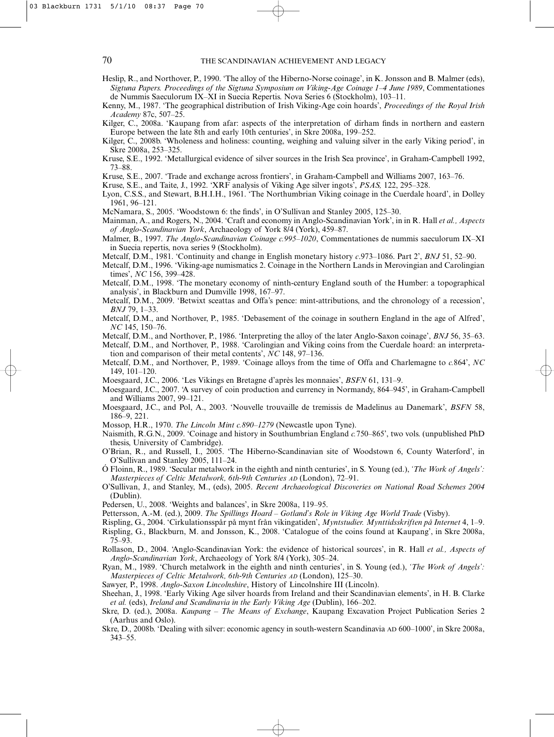Heslip, R., and Northover, P., 1990. 'The alloy of the Hiberno-Norse coinage', in K. Jonsson and B. Malmer (eds), *Sigtuna Papers. Proceedings of the Sigtuna Symposium on Viking-Age Coinage 1–4 June 1989*, Commentationes de Nummis Saeculorum IX–XI in Suecia Repertis. Nova Series 6 (Stockholm), 103–11.

Kenny, M., 1987. 'The geographical distribution of Irish Viking-Age coin hoards', *Proceedings of the Royal Irish Academy* 87c, 507–25.

Kilger, C., 2008a. 'Kaupang from afar: aspects of the interpretation of dirham finds in northern and eastern Europe between the late 8th and early 10th centuries', in Skre 2008a, 199–252.

Kilger, C., 2008b. 'Wholeness and holiness: counting, weighing and valuing silver in the early Viking period', in Skre 2008a, 253–325.

Kruse, S.E., 1992. 'Metallurgical evidence of silver sources in the Irish Sea province', in Graham-Campbell 1992, 73–88.

Kruse, S.E., 2007. 'Trade and exchange across frontiers', in Graham-Campbell and Williams 2007, 163–76.

Kruse, S.E., and Taite, J., 1992. 'XRF analysis of Viking Age silver ingots', *PSAS,* 122, 295–328.

Lyon, C.S.S., and Stewart, B.H.I.H., 1961. 'The Northumbrian Viking coinage in the Cuerdale hoard', in Dolley 1961, 96–121.

McNamara, S., 2005. 'Woodstown 6: the finds', in O'Sullivan and Stanley 2005, 125–30.

Mainman, A., and Rogers, N., 2004. 'Craft and economy in Anglo-Scandinavian York', in in R. Hall *et al., Aspects of Anglo-Scandinavian York*, Archaeology of York 8/4 (York), 459–87.

Malmer, B., 1997. *The Anglo-Scandinavian Coinage c.995–1020*, Commentationes de nummis saeculorum IX–XI in Suecia repertis, nova series 9 (Stockholm).

Metcalf, D.M., 1981. 'Continuity and change in English monetary history *c*.973–1086. Part 2', *BNJ* 51, 52–90.

Metcalf, D.M., 1996. 'Viking-age numismatics 2. Coinage in the Northern Lands in Merovingian and Carolingian times', *NC* 156, 399–428.

Metcalf, D.M., 1998. 'The monetary economy of ninth-century England south of the Humber: a topographical analysis', in Blackburn and Dumville 1998, 167–97.

Metcalf, D.M., 2009. 'Betwixt sceattas and Offa's pence: mint-attributions, and the chronology of a recession', *BNJ* 79, 1–33.

Metcalf, D.M., and Northover, P., 1985. 'Debasement of the coinage in southern England in the age of Alfred', *NC* 145, 150–76.

Metcalf, D.M., and Northover, P., 1986. 'Interpreting the alloy of the later Anglo-Saxon coinage', *BNJ* 56, 35–63.

Metcalf, D.M., and Northover, P., 1988. 'Carolingian and Viking coins from the Cuerdale hoard: an interpretation and comparison of their metal contents', *NC* 148, 97–136.

Metcalf, D.M., and Northover, P., 1989. 'Coinage alloys from the time of Offa and Charlemagne to *c.*864', *NC* 149, 101–120.

Moesgaard, J.C., 2006. 'Les Vikings en Bretagne d'après les monnaies', *BSFN* 61, 131–9.

Moesgaard, J.C., 2007. 'A survey of coin production and currency in Normandy, 864–945', in Graham-Campbell and Williams 2007, 99–121.

Moesgaard, J.C., and Pol, A., 2003. 'Nouvelle trouvaille de tremissis de Madelinus au Danemark', *BSFN* 58, 186–9, 221.

Mossop, H.R., 1970. *The Lincoln Mint c.890–1279* (Newcastle upon Tyne).

Naismith, R.G.N., 2009. 'Coinage and history in Southumbrian England *c.*750–865', two vols. (unpublished PhD thesis, University of Cambridge).

O'Brian, R., and Russell, I., 2005. 'The Hiberno-Scandinavian site of Woodstown 6, County Waterford', in O'Sullivan and Stanley 2005, 111–24.

Ó Floinn, R., 1989. 'Secular metalwork in the eighth and ninth centuries', in S. Young (ed.), *'The Work of Angels': Masterpieces of Celtic Metalwork, 6th-9th Centuries AD* (London), 72–91.

O'Sullivan, J., and Stanley, M., (eds), 2005. *Recent Archaeological Discoveries on National Road Schemes 2004* (Dublin).

Pedersen, U., 2008. 'Weights and balances', in Skre 2008a, 119–95.

Pettersson, A.-M. (ed.), 2009. *The Spillings Hoard – Gotland's Role in Viking Age World Trade* (Visby).

Rispling, G., 2004. 'Cirkulationsspår på mynt från vikingatiden', *Myntstudier. Mynttidsskriften på Internet* 4, 1–9.

Rispling, G., Blackburn, M. and Jonsson, K., 2008. 'Catalogue of the coins found at Kaupang', in Skre 2008a, 75–93.

Rollason, D., 2004. 'Anglo-Scandinavian York: the evidence of historical sources', in R. Hall *et al., Aspects of Anglo-Scandinavian York*, Archaeology of York 8/4 (York), 305–24.

Ryan, M., 1989. 'Church metalwork in the eighth and ninth centuries', in S. Young (ed.), *'The Work of Angels': Masterpieces of Celtic Metalwork, 6th-9th Centuries AD* (London), 125–30.

Sawyer, P., 1998. *Anglo-Saxon Lincolnshire*, History of Lincolnshire III (Lincoln).

Sheehan, J., 1998. 'Early Viking Age silver hoards from Ireland and their Scandinavian elements', in H. B. Clarke *et al.* (eds), *Ireland and Scandinavia in the Early Viking Age* (Dublin), 166–202.

Skre, D. (ed.), 2008a. *Kaupang – The Means of Exchange*, Kaupang Excavation Project Publication Series 2 (Aarhus and Oslo).

Skre, D., 2008b. 'Dealing with silver: economic agency in south-western Scandinavia AD 600–1000', in Skre 2008a, 343–55.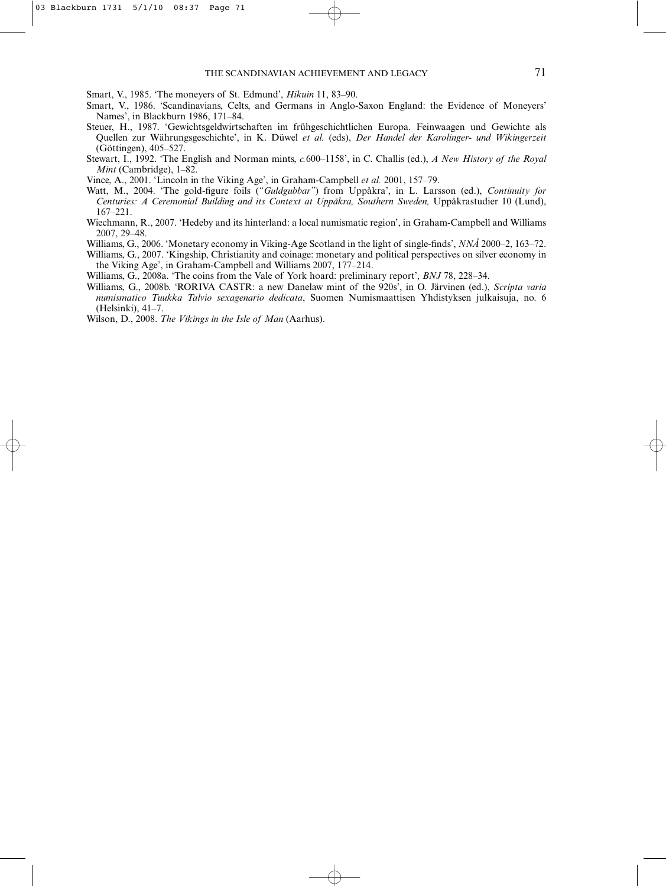Smart, V., 1985. 'The moneyers of St. Edmund', *Hikuin* 11, 83–90.

Smart, V., 1986. 'Scandinavians, Celts, and Germans in Anglo-Saxon England: the Evidence of Moneyers' Names', in Blackburn 1986, 171–84.

Steuer, H., 1987. 'Gewichtsgeldwirtschaften im frühgeschichtlichen Europa. Feinwaagen und Gewichte als Quellen zur Währungsgeschichte', in K. Düwel *et al.* (eds), *Der Handel der Karolinger- und Wikingerzeit* (Göttingen), 405–527.

Stewart, I., 1992. 'The English and Norman mints, *c.*600–1158', in C. Challis (ed.), *A New History of the Royal Mint* (Cambridge), 1–82.

Vince, A., 2001. 'Lincoln in the Viking Age', in Graham-Campbell *et al.* 2001, 157–79.

Watt, M., 2004. 'The gold-figure foils (*"Guldgubbar"*) from Uppåkra', in L. Larsson (ed.), *Continuity for Centuries: A Ceremonial Building and its Context at Uppåkra, Southern Sweden,* Uppåkrastudier 10 (Lund), 167–221.

Wiechmann, R., 2007. 'Hedeby and its hinterland: a local numismatic region', in Graham-Campbell and Williams 2007, 29–48.

Williams, G., 2006. 'Monetary economy in Viking-Age Scotland in the light of single-finds', *NNÅ* 2000–2, 163–72.

Williams, G., 2007. 'Kingship, Christianity and coinage: monetary and political perspectives on silver economy in the Viking Age', in Graham-Campbell and Williams 2007, 177–214.

Williams, G., 2008a. 'The coins from the Vale of York hoard: preliminary report', *BNJ* 78, 228–34.

Williams, G., 2008b. 'RORIVA CASTR: a new Danelaw mint of the 920s', in O. Järvinen (ed.), *Scripta varia numismatico Tuukka Talvio sexagenario dedicata*, Suomen Numismaattisen Yhdistyksen julkaisuja, no. 6 (Helsinki), 41–7.

Wilson, D., 2008. *The Vikings in the Isle of Man* (Aarhus).